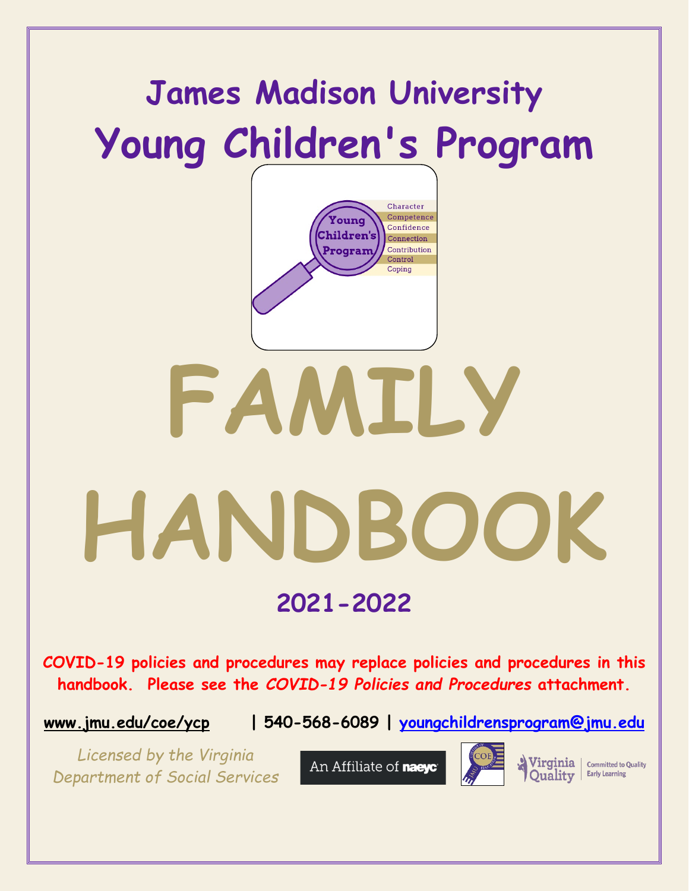# James Madison University

# Young Children's Program

Young Children's Program

Character
Competence
Confidence
Connection
Contribution
Control
Coping

# FAMILY HANDBOOK

## 2021-2022

**COVID-19 policies and procedures may replace policies and procedures in this handbook. Please see the *COVID-19 Policies and Procedures* attachment.**

**www.jmu.edu/coe/ycp | 540-568-6089 | youngchildrensprogram@jmu.edu**

*Licensed by the Virginia Department of Social Services*

An Affiliate of naeyc

Virginia Quality | Committed to Quality Early Learning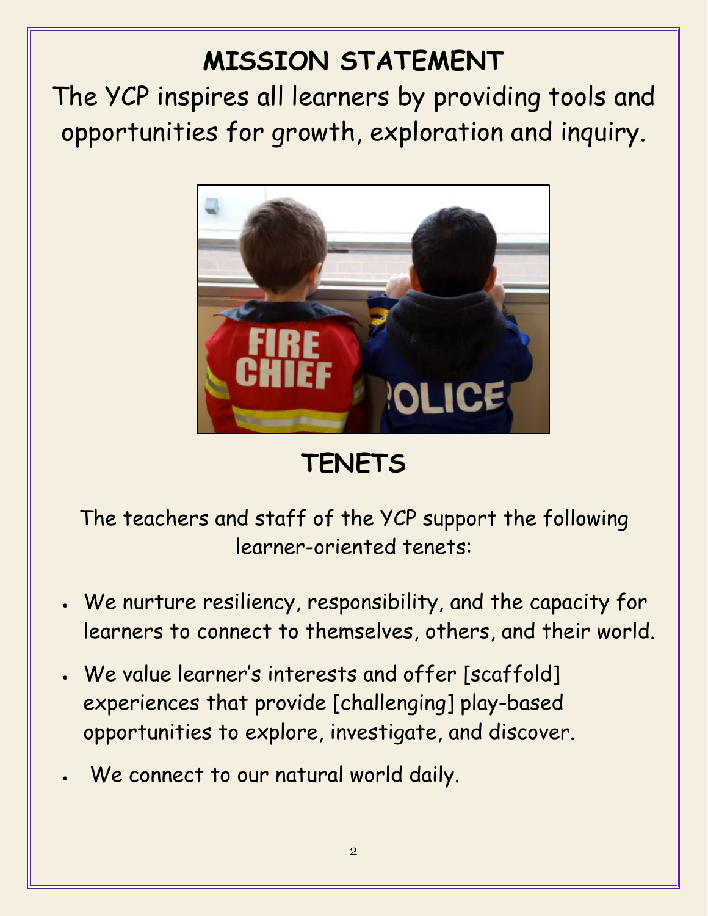# MISSION STATEMENT

The YCP inspires all learners by providing tools and opportunities for growth, exploration and inquiry.

# TENETS

The teachers and staff of the YCP support the following learner-oriented tenets:

- We nurture resiliency, responsibility, and the capacity for learners to connect to themselves, others, and their world.
- We value learner's interests and offer [scaffold] experiences that provide [challenging] play-based opportunities to explore, investigate, and discover.
- We connect to our natural world daily.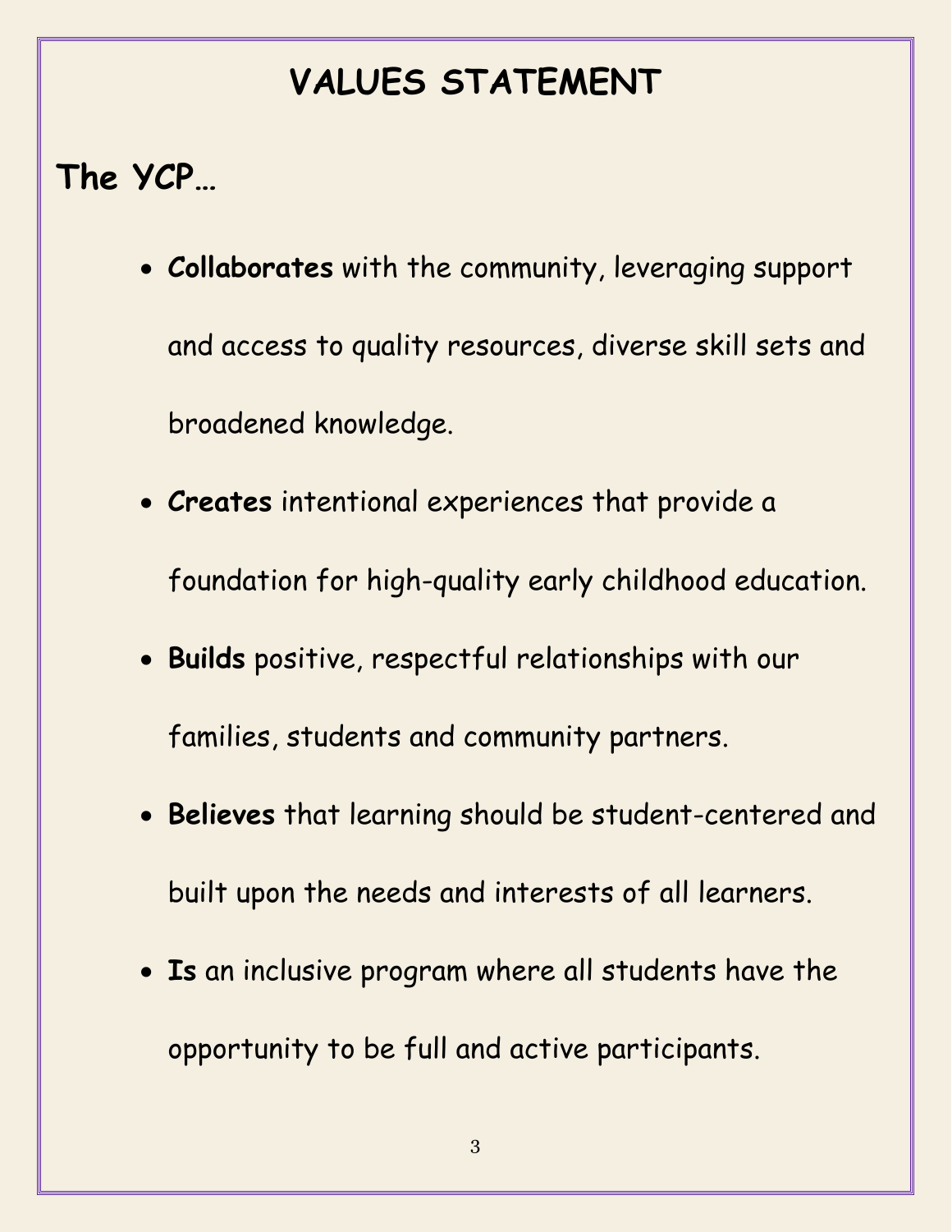# VALUES STATEMENT

## The YCP…

- **Collaborates** with the community, leveraging support and access to quality resources, diverse skill sets and broadened knowledge.
- **Creates** intentional experiences that provide a foundation for high-quality early childhood education.
- **Builds** positive, respectful relationships with our families, students and community partners.
- **Believes** that learning should be student-centered and built upon the needs and interests of all learners.
- **Is** an inclusive program where all students have the opportunity to be full and active participants.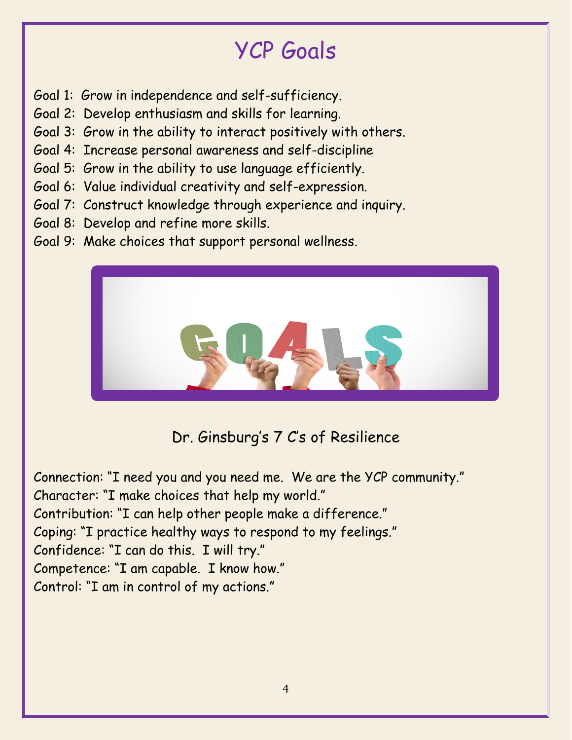# YCP Goals

Goal 1: Grow in independence and self-sufficiency.
Goal 2: Develop enthusiasm and skills for learning.
Goal 3: Grow in the ability to interact positively with others.
Goal 4: Increase personal awareness and self-discipline
Goal 5: Grow in the ability to use language efficiently.
Goal 6: Value individual creativity and self-expression.
Goal 7: Construct knowledge through experience and inquiry.
Goal 8: Develop and refine more skills.
Goal 9: Make choices that support personal wellness.

## Dr. Ginsburg's 7 C's of Resilience

Connection: "I need you and you need me. We are the YCP community."
Character: "I make choices that help my world."
Contribution: "I can help other people make a difference."
Coping: "I practice healthy ways to respond to my feelings."
Confidence: "I can do this. I will try."
Competence: "I am capable. I know how."
Control: "I am in control of my actions."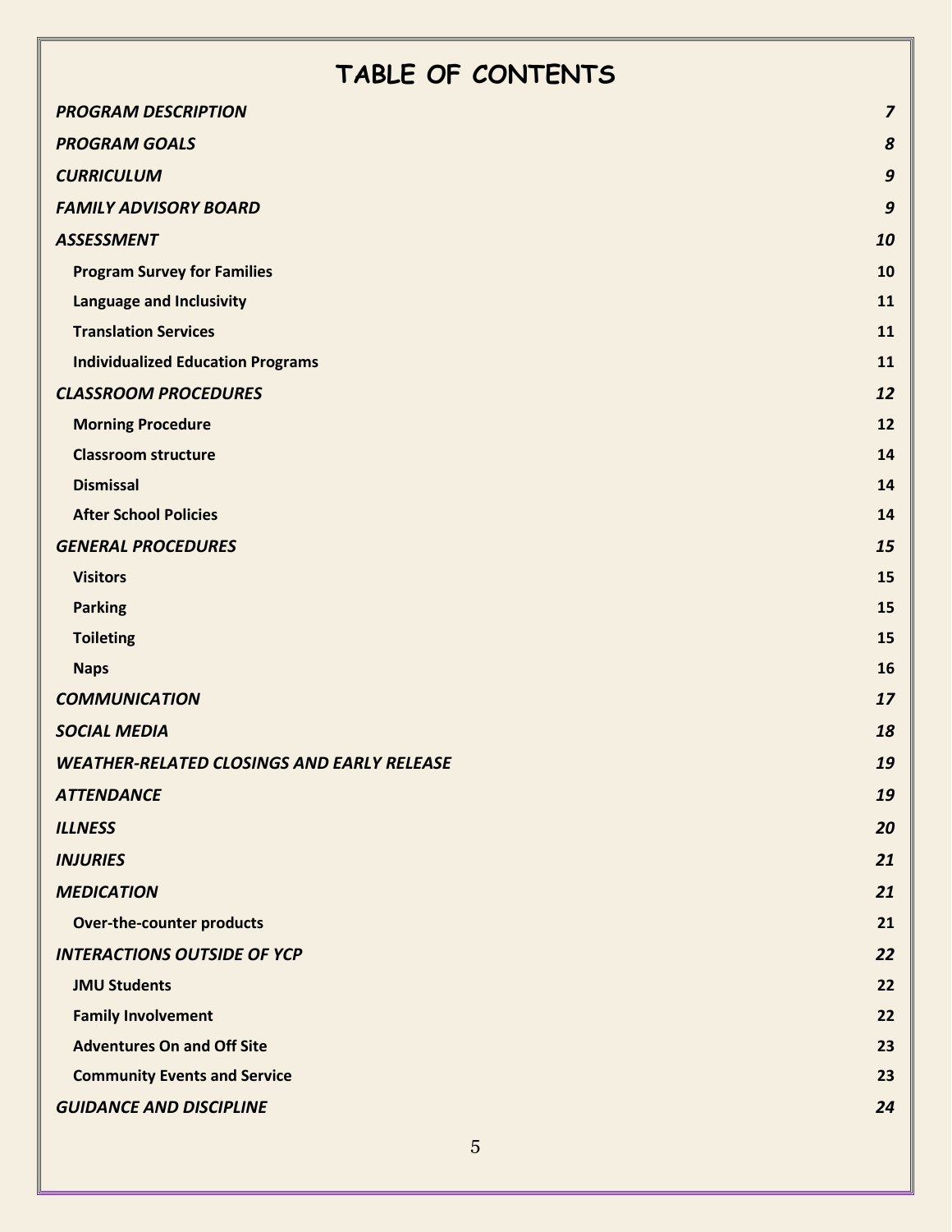# TABLE OF CONTENTS

| | |
|---|---|
| ***PROGRAM DESCRIPTION*** | ***7*** |
| ***PROGRAM GOALS*** | ***8*** |
| ***CURRICULUM*** | ***9*** |
| ***FAMILY ADVISORY BOARD*** | ***9*** |
| ***ASSESSMENT*** | ***10*** |
| **Program Survey for Families** | **10** |
| **Language and Inclusivity** | **11** |
| **Translation Services** | **11** |
| **Individualized Education Programs** | **11** |
| ***CLASSROOM PROCEDURES*** | ***12*** |
| **Morning Procedure** | **12** |
| **Classroom structure** | **14** |
| **Dismissal** | **14** |
| **After School Policies** | **14** |
| ***GENERAL PROCEDURES*** | ***15*** |
| **Visitors** | **15** |
| **Parking** | **15** |
| **Toileting** | **15** |
| **Naps** | **16** |
| ***COMMUNICATION*** | ***17*** |
| ***SOCIAL MEDIA*** | ***18*** |
| ***WEATHER-RELATED CLOSINGS AND EARLY RELEASE*** | ***19*** |
| ***ATTENDANCE*** | ***19*** |
| ***ILLNESS*** | ***20*** |
| ***INJURIES*** | ***21*** |
| ***MEDICATION*** | ***21*** |
| **Over-the-counter products** | **21** |
| ***INTERACTIONS OUTSIDE OF YCP*** | ***22*** |
| **JMU Students** | **22** |
| **Family Involvement** | **22** |
| **Adventures On and Off Site** | **23** |
| **Community Events and Service** | **23** |
| ***GUIDANCE AND DISCIPLINE*** | ***24*** |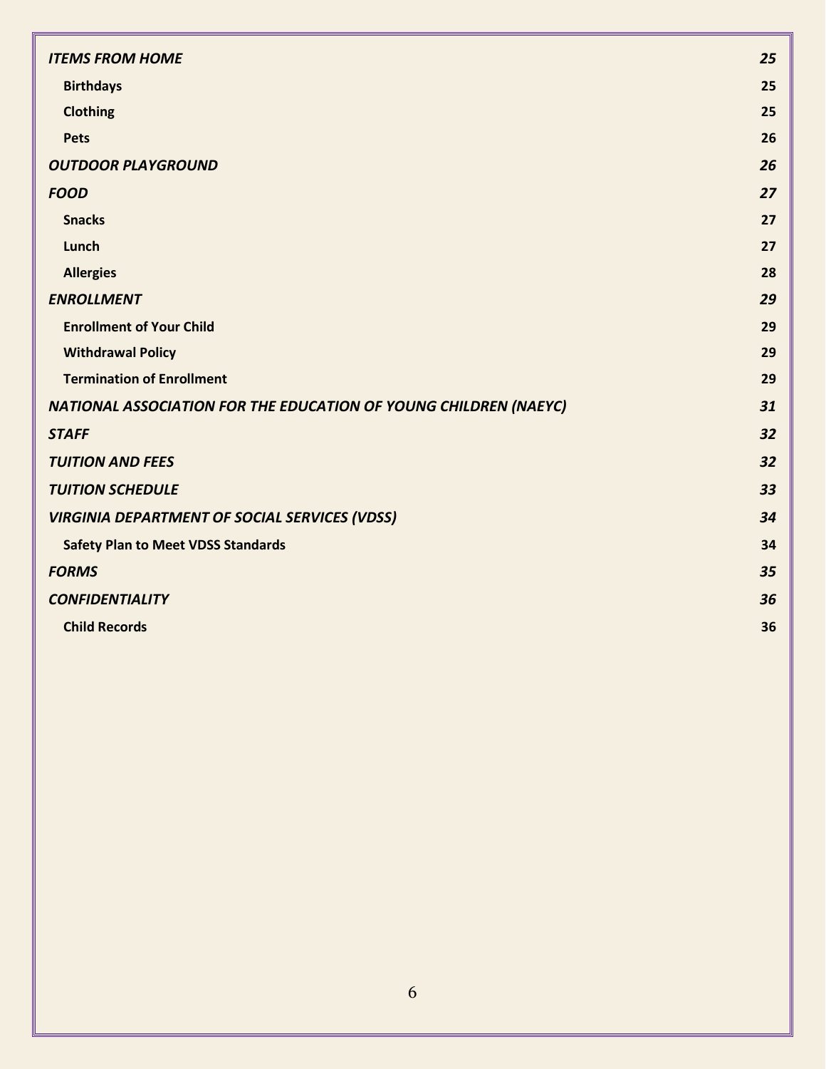*ITEMS FROM HOME* ........ *25*

- **Birthdays** ........ 25
- **Clothing** ........ 25
- **Pets** ........ 26

*OUTDOOR PLAYGROUND* ........ *26*

*FOOD* ........ *27*

- **Snacks** ........ 27
- **Lunch** ........ 27
- **Allergies** ........ 28

*ENROLLMENT* ........ *29*

- **Enrollment of Your Child** ........ 29
- **Withdrawal Policy** ........ 29
- **Termination of Enrollment** ........ 29

*NATIONAL ASSOCIATION FOR THE EDUCATION OF YOUNG CHILDREN (NAEYC)* ........ *31*

*STAFF* ........ *32*

*TUITION AND FEES* ........ *32*

*TUITION SCHEDULE* ........ *33*

*VIRGINIA DEPARTMENT OF SOCIAL SERVICES (VDSS)* ........ *34*

- **Safety Plan to Meet VDSS Standards** ........ 34

*FORMS* ........ *35*

*CONFIDENTIALITY* ........ *36*

- **Child Records** ........ 36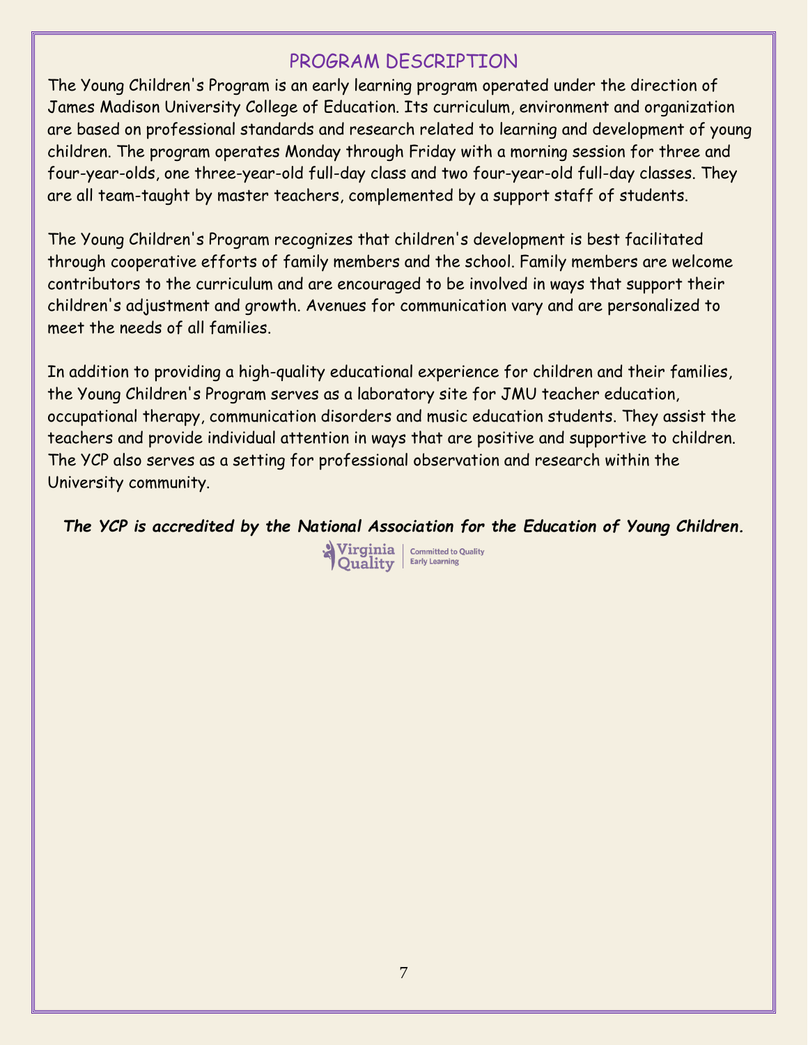## PROGRAM DESCRIPTION

The Young Children's Program is an early learning program operated under the direction of James Madison University College of Education. Its curriculum, environment and organization are based on professional standards and research related to learning and development of young children. The program operates Monday through Friday with a morning session for three and four-year-olds, one three-year-old full-day class and two four-year-old full-day classes. They are all team-taught by master teachers, complemented by a support staff of students.

The Young Children's Program recognizes that children's development is best facilitated through cooperative efforts of family members and the school. Family members are welcome contributors to the curriculum and are encouraged to be involved in ways that support their children's adjustment and growth. Avenues for communication vary and are personalized to meet the needs of all families.

In addition to providing a high-quality educational experience for children and their families, the Young Children's Program serves as a laboratory site for JMU teacher education, occupational therapy, communication disorders and music education students. They assist the teachers and provide individual attention in ways that are positive and supportive to children. The YCP also serves as a setting for professional observation and research within the University community.

***The YCP is accredited by the National Association for the Education of Young Children.***

Virginia Quality | Committed to Quality Early Learning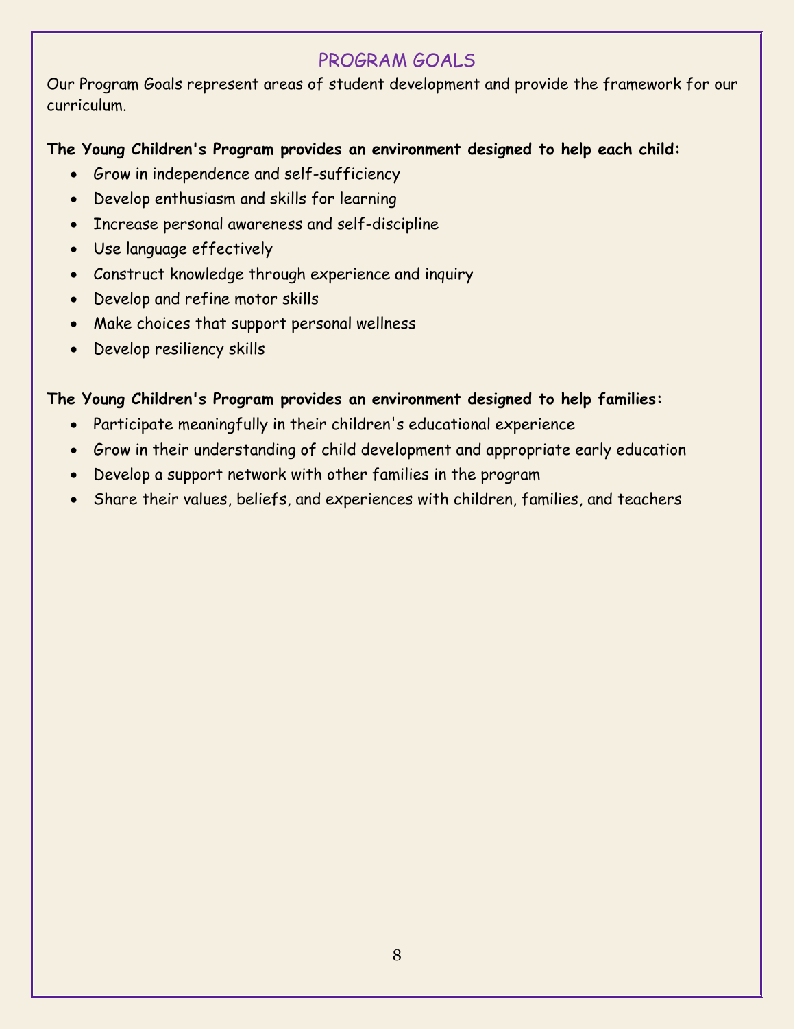# PROGRAM GOALS

Our Program Goals represent areas of student development and provide the framework for our curriculum.

**The Young Children's Program provides an environment designed to help each child:**

- Grow in independence and self-sufficiency
- Develop enthusiasm and skills for learning
- Increase personal awareness and self-discipline
- Use language effectively
- Construct knowledge through experience and inquiry
- Develop and refine motor skills
- Make choices that support personal wellness
- Develop resiliency skills

**The Young Children's Program provides an environment designed to help families:**

- Participate meaningfully in their children's educational experience
- Grow in their understanding of child development and appropriate early education
- Develop a support network with other families in the program
- Share their values, beliefs, and experiences with children, families, and teachers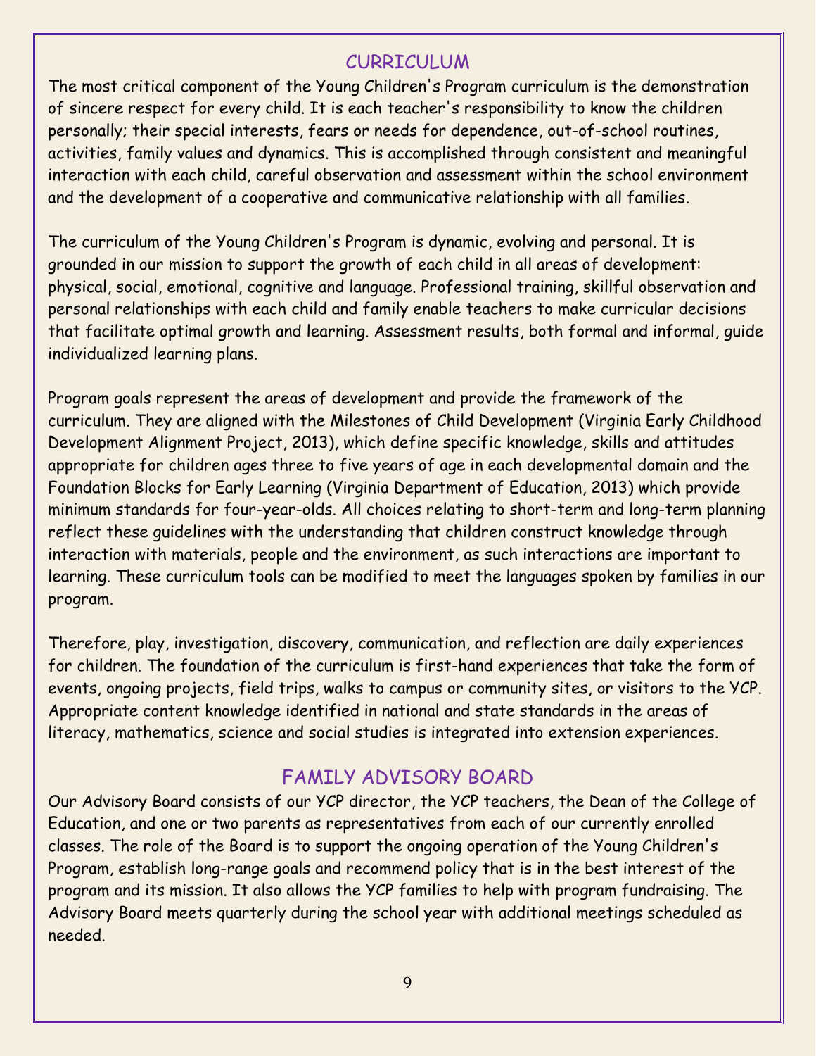## CURRICULUM

The most critical component of the Young Children's Program curriculum is the demonstration of sincere respect for every child. It is each teacher's responsibility to know the children personally; their special interests, fears or needs for dependence, out-of-school routines, activities, family values and dynamics. This is accomplished through consistent and meaningful interaction with each child, careful observation and assessment within the school environment and the development of a cooperative and communicative relationship with all families.

The curriculum of the Young Children's Program is dynamic, evolving and personal. It is grounded in our mission to support the growth of each child in all areas of development: physical, social, emotional, cognitive and language. Professional training, skillful observation and personal relationships with each child and family enable teachers to make curricular decisions that facilitate optimal growth and learning. Assessment results, both formal and informal, guide individualized learning plans.

Program goals represent the areas of development and provide the framework of the curriculum. They are aligned with the Milestones of Child Development (Virginia Early Childhood Development Alignment Project, 2013), which define specific knowledge, skills and attitudes appropriate for children ages three to five years of age in each developmental domain and the Foundation Blocks for Early Learning (Virginia Department of Education, 2013) which provide minimum standards for four-year-olds. All choices relating to short-term and long-term planning reflect these guidelines with the understanding that children construct knowledge through interaction with materials, people and the environment, as such interactions are important to learning. These curriculum tools can be modified to meet the languages spoken by families in our program.

Therefore, play, investigation, discovery, communication, and reflection are daily experiences for children. The foundation of the curriculum is first-hand experiences that take the form of events, ongoing projects, field trips, walks to campus or community sites, or visitors to the YCP. Appropriate content knowledge identified in national and state standards in the areas of literacy, mathematics, science and social studies is integrated into extension experiences.

## FAMILY ADVISORY BOARD

Our Advisory Board consists of our YCP director, the YCP teachers, the Dean of the College of Education, and one or two parents as representatives from each of our currently enrolled classes. The role of the Board is to support the ongoing operation of the Young Children's Program, establish long-range goals and recommend policy that is in the best interest of the program and its mission. It also allows the YCP families to help with program fundraising. The Advisory Board meets quarterly during the school year with additional meetings scheduled as needed.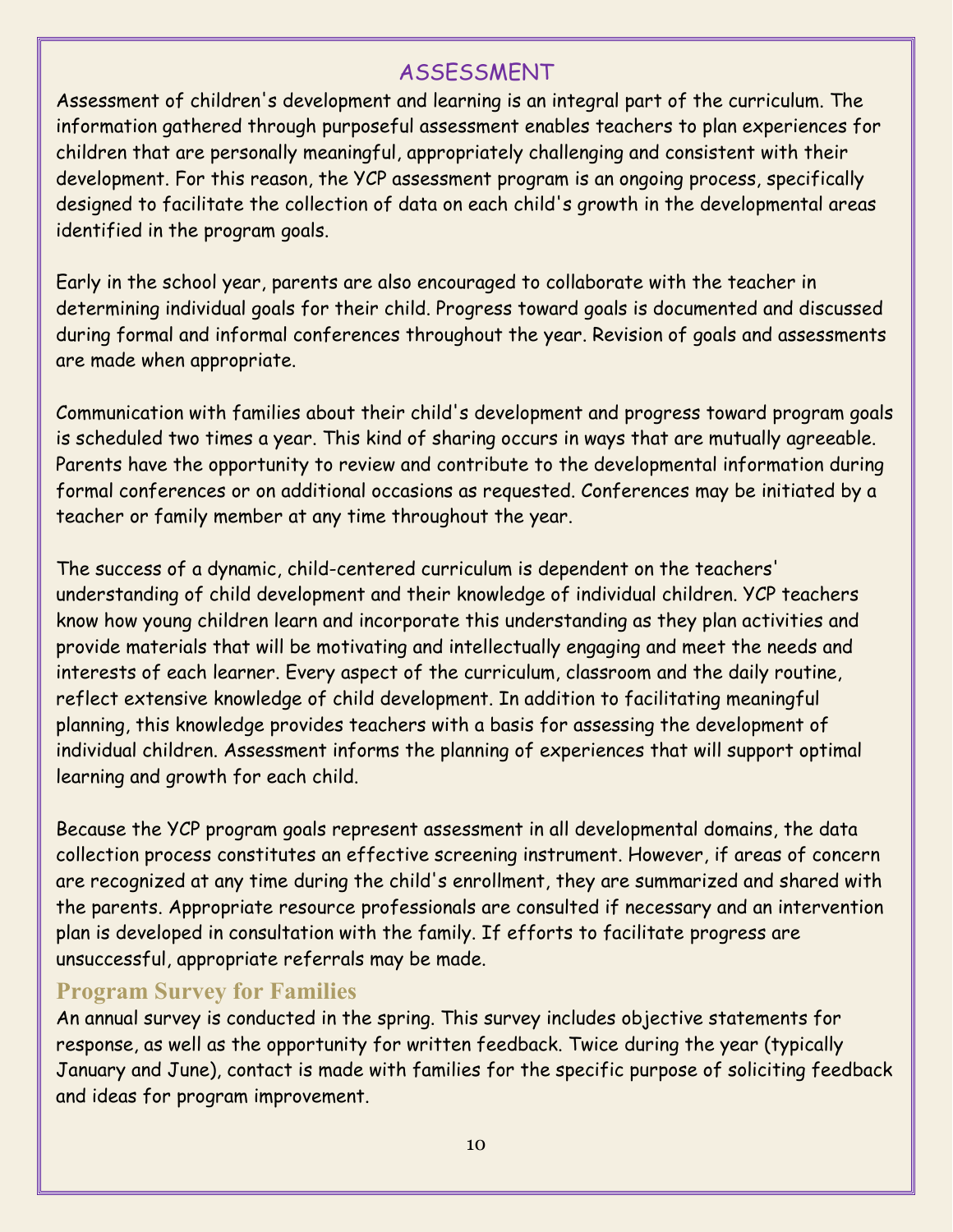# ASSESSMENT

Assessment of children's development and learning is an integral part of the curriculum. The information gathered through purposeful assessment enables teachers to plan experiences for children that are personally meaningful, appropriately challenging and consistent with their development. For this reason, the YCP assessment program is an ongoing process, specifically designed to facilitate the collection of data on each child's growth in the developmental areas identified in the program goals.

Early in the school year, parents are also encouraged to collaborate with the teacher in determining individual goals for their child. Progress toward goals is documented and discussed during formal and informal conferences throughout the year. Revision of goals and assessments are made when appropriate.

Communication with families about their child's development and progress toward program goals is scheduled two times a year. This kind of sharing occurs in ways that are mutually agreeable. Parents have the opportunity to review and contribute to the developmental information during formal conferences or on additional occasions as requested. Conferences may be initiated by a teacher or family member at any time throughout the year.

The success of a dynamic, child-centered curriculum is dependent on the teachers' understanding of child development and their knowledge of individual children. YCP teachers know how young children learn and incorporate this understanding as they plan activities and provide materials that will be motivating and intellectually engaging and meet the needs and interests of each learner. Every aspect of the curriculum, classroom and the daily routine, reflect extensive knowledge of child development. In addition to facilitating meaningful planning, this knowledge provides teachers with a basis for assessing the development of individual children. Assessment informs the planning of experiences that will support optimal learning and growth for each child.

Because the YCP program goals represent assessment in all developmental domains, the data collection process constitutes an effective screening instrument. However, if areas of concern are recognized at any time during the child's enrollment, they are summarized and shared with the parents. Appropriate resource professionals are consulted if necessary and an intervention plan is developed in consultation with the family. If efforts to facilitate progress are unsuccessful, appropriate referrals may be made.

## Program Survey for Families

An annual survey is conducted in the spring. This survey includes objective statements for response, as well as the opportunity for written feedback. Twice during the year (typically January and June), contact is made with families for the specific purpose of soliciting feedback and ideas for program improvement.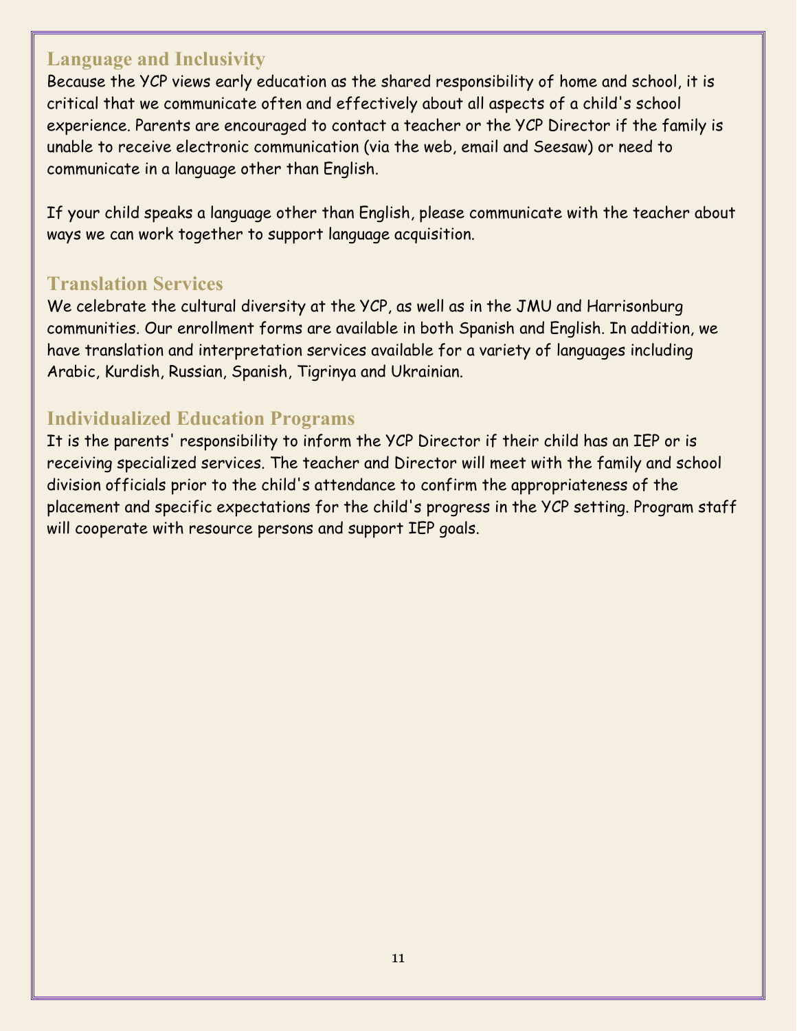## Language and Inclusivity

Because the YCP views early education as the shared responsibility of home and school, it is critical that we communicate often and effectively about all aspects of a child's school experience. Parents are encouraged to contact a teacher or the YCP Director if the family is unable to receive electronic communication (via the web, email and Seesaw) or need to communicate in a language other than English.

If your child speaks a language other than English, please communicate with the teacher about ways we can work together to support language acquisition.

## Translation Services

We celebrate the cultural diversity at the YCP, as well as in the JMU and Harrisonburg communities. Our enrollment forms are available in both Spanish and English. In addition, we have translation and interpretation services available for a variety of languages including Arabic, Kurdish, Russian, Spanish, Tigrinya and Ukrainian.

## Individualized Education Programs

It is the parents' responsibility to inform the YCP Director if their child has an IEP or is receiving specialized services. The teacher and Director will meet with the family and school division officials prior to the child's attendance to confirm the appropriateness of the placement and specific expectations for the child's progress in the YCP setting. Program staff will cooperate with resource persons and support IEP goals.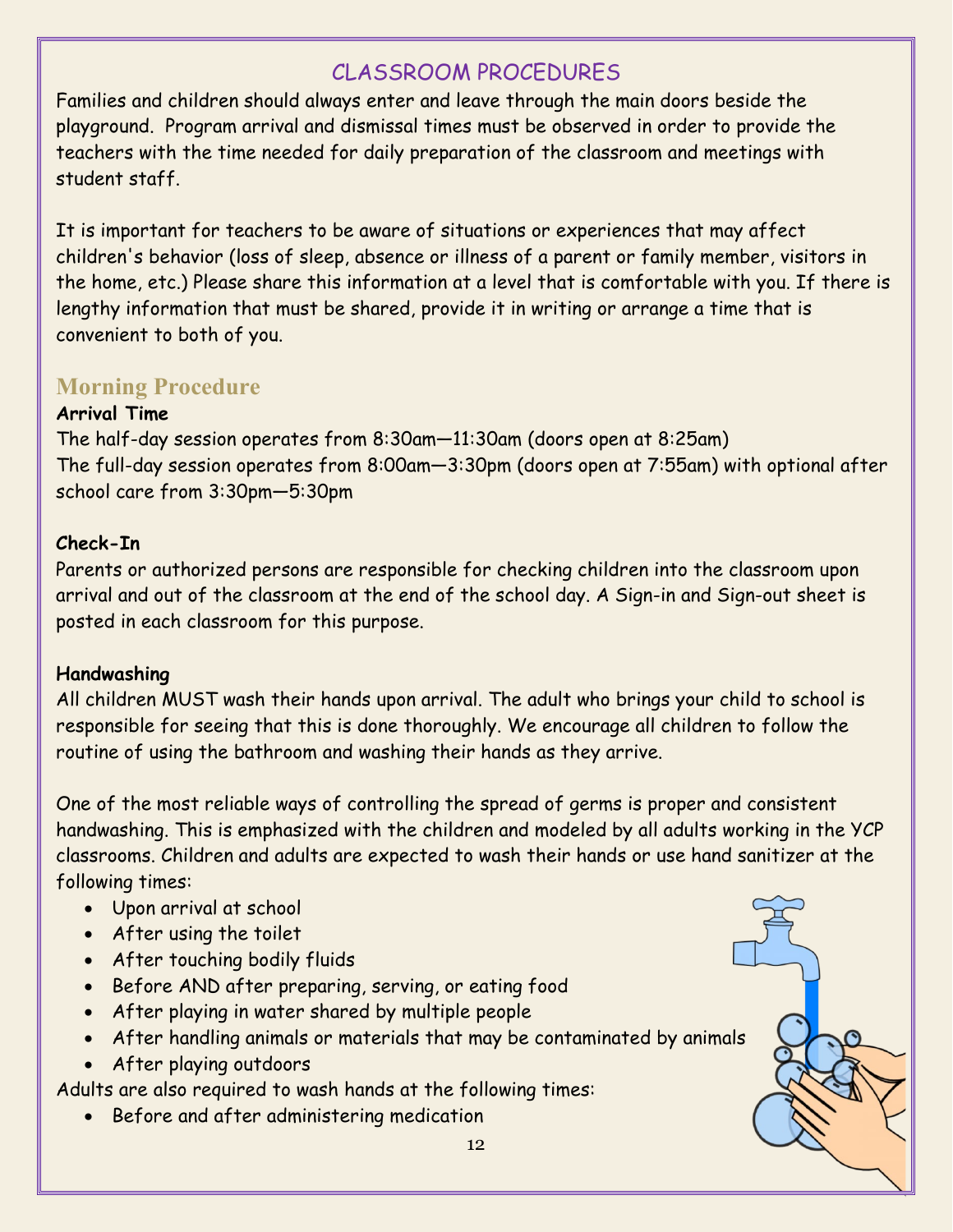# CLASSROOM PROCEDURES

Families and children should always enter and leave through the main doors beside the playground. Program arrival and dismissal times must be observed in order to provide the teachers with the time needed for daily preparation of the classroom and meetings with student staff.

It is important for teachers to be aware of situations or experiences that may affect children's behavior (loss of sleep, absence or illness of a parent or family member, visitors in the home, etc.) Please share this information at a level that is comfortable with you. If there is lengthy information that must be shared, provide it in writing or arrange a time that is convenient to both of you.

## Morning Procedure

**Arrival Time**

The half-day session operates from 8:30am—11:30am (doors open at 8:25am)

The full-day session operates from 8:00am—3:30pm (doors open at 7:55am) with optional after school care from 3:30pm—5:30pm

**Check-In**

Parents or authorized persons are responsible for checking children into the classroom upon arrival and out of the classroom at the end of the school day. A Sign-in and Sign-out sheet is posted in each classroom for this purpose.

**Handwashing**

All children MUST wash their hands upon arrival. The adult who brings your child to school is responsible for seeing that this is done thoroughly. We encourage all children to follow the routine of using the bathroom and washing their hands as they arrive.

One of the most reliable ways of controlling the spread of germs is proper and consistent handwashing. This is emphasized with the children and modeled by all adults working in the YCP classrooms. Children and adults are expected to wash their hands or use hand sanitizer at the following times:

- Upon arrival at school
- After using the toilet
- After touching bodily fluids
- Before AND after preparing, serving, or eating food
- After playing in water shared by multiple people
- After handling animals or materials that may be contaminated by animals
- After playing outdoors

Adults are also required to wash hands at the following times:

- Before and after administering medication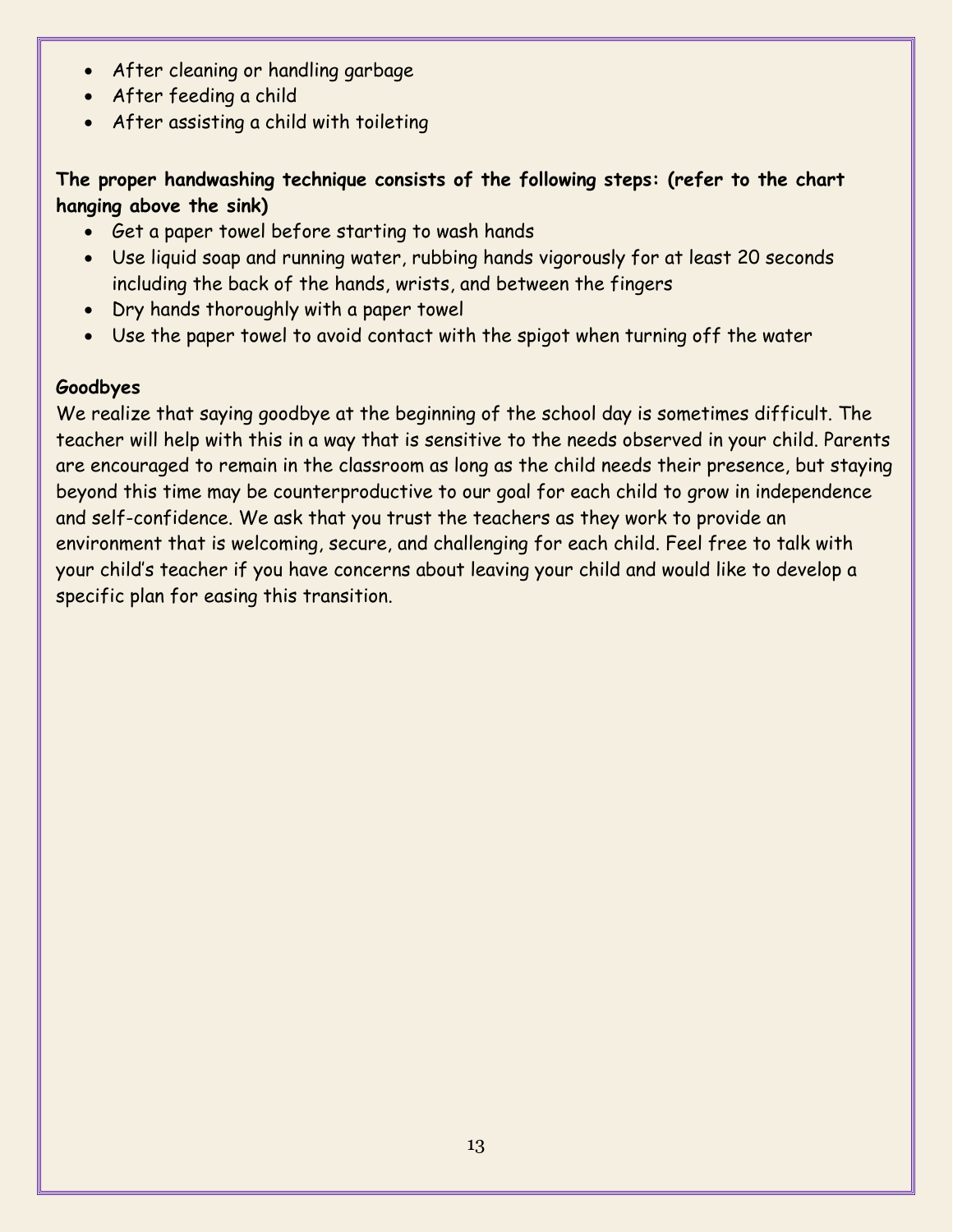- After cleaning or handling garbage
- After feeding a child
- After assisting a child with toileting

**The proper handwashing technique consists of the following steps: (refer to the chart hanging above the sink)**

- Get a paper towel before starting to wash hands
- Use liquid soap and running water, rubbing hands vigorously for at least 20 seconds including the back of the hands, wrists, and between the fingers
- Dry hands thoroughly with a paper towel
- Use the paper towel to avoid contact with the spigot when turning off the water

**Goodbyes**

We realize that saying goodbye at the beginning of the school day is sometimes difficult. The teacher will help with this in a way that is sensitive to the needs observed in your child. Parents are encouraged to remain in the classroom as long as the child needs their presence, but staying beyond this time may be counterproductive to our goal for each child to grow in independence and self-confidence. We ask that you trust the teachers as they work to provide an environment that is welcoming, secure, and challenging for each child. Feel free to talk with your child's teacher if you have concerns about leaving your child and would like to develop a specific plan for easing this transition.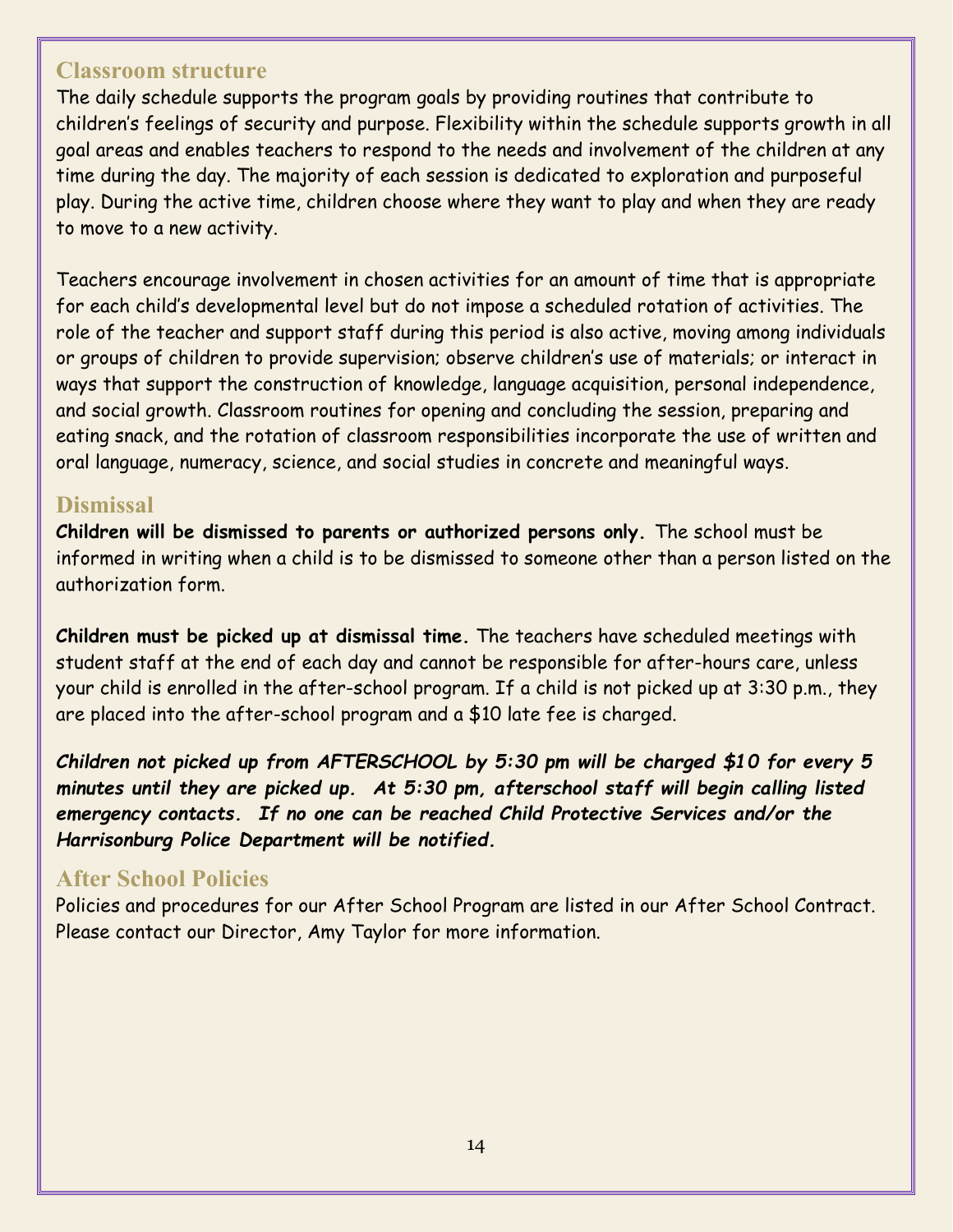## Classroom structure

The daily schedule supports the program goals by providing routines that contribute to children's feelings of security and purpose. Flexibility within the schedule supports growth in all goal areas and enables teachers to respond to the needs and involvement of the children at any time during the day. The majority of each session is dedicated to exploration and purposeful play. During the active time, children choose where they want to play and when they are ready to move to a new activity.

Teachers encourage involvement in chosen activities for an amount of time that is appropriate for each child's developmental level but do not impose a scheduled rotation of activities. The role of the teacher and support staff during this period is also active, moving among individuals or groups of children to provide supervision; observe children's use of materials; or interact in ways that support the construction of knowledge, language acquisition, personal independence, and social growth. Classroom routines for opening and concluding the session, preparing and eating snack, and the rotation of classroom responsibilities incorporate the use of written and oral language, numeracy, science, and social studies in concrete and meaningful ways.

## Dismissal

**Children will be dismissed to parents or authorized persons only.** The school must be informed in writing when a child is to be dismissed to someone other than a person listed on the authorization form.

**Children must be picked up at dismissal time.** The teachers have scheduled meetings with student staff at the end of each day and cannot be responsible for after-hours care, unless your child is enrolled in the after-school program. If a child is not picked up at 3:30 p.m., they are placed into the after-school program and a $10 late fee is charged.

***Children not picked up from AFTERSCHOOL by 5:30 pm will be charged $10 for every 5 minutes until they are picked up. At 5:30 pm, afterschool staff will begin calling listed emergency contacts. If no one can be reached Child Protective Services and/or the Harrisonburg Police Department will be notified.***

## After School Policies

Policies and procedures for our After School Program are listed in our After School Contract. Please contact our Director, Amy Taylor for more information.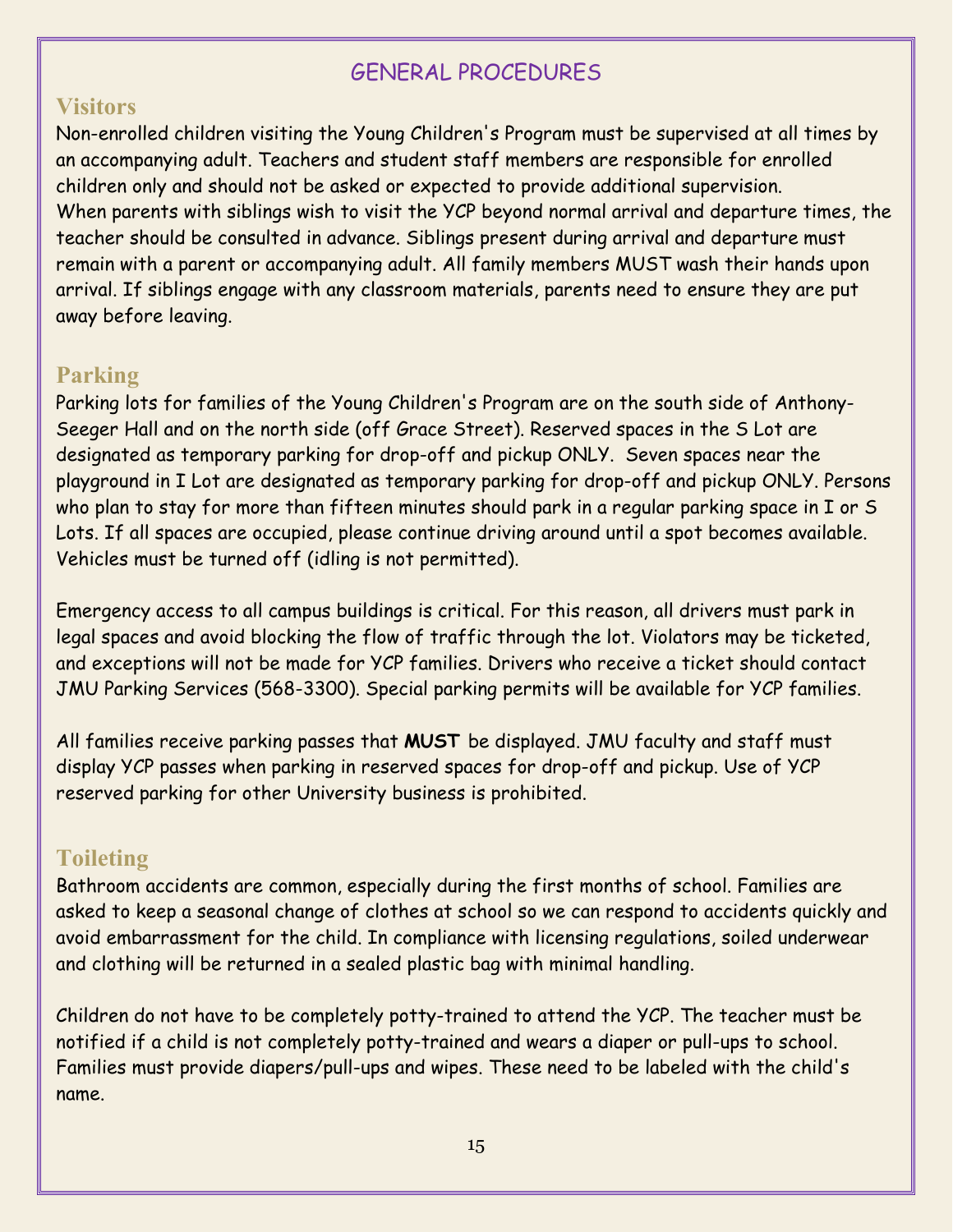# GENERAL PROCEDURES

## Visitors

Non-enrolled children visiting the Young Children's Program must be supervised at all times by an accompanying adult. Teachers and student staff members are responsible for enrolled children only and should not be asked or expected to provide additional supervision. When parents with siblings wish to visit the YCP beyond normal arrival and departure times, the teacher should be consulted in advance. Siblings present during arrival and departure must remain with a parent or accompanying adult. All family members MUST wash their hands upon arrival. If siblings engage with any classroom materials, parents need to ensure they are put away before leaving.

## Parking

Parking lots for families of the Young Children's Program are on the south side of Anthony-Seeger Hall and on the north side (off Grace Street). Reserved spaces in the S Lot are designated as temporary parking for drop-off and pickup ONLY. Seven spaces near the playground in I Lot are designated as temporary parking for drop-off and pickup ONLY. Persons who plan to stay for more than fifteen minutes should park in a regular parking space in I or S Lots. If all spaces are occupied, please continue driving around until a spot becomes available. Vehicles must be turned off (idling is not permitted).

Emergency access to all campus buildings is critical. For this reason, all drivers must park in legal spaces and avoid blocking the flow of traffic through the lot. Violators may be ticketed, and exceptions will not be made for YCP families. Drivers who receive a ticket should contact JMU Parking Services (568-3300). Special parking permits will be available for YCP families.

All families receive parking passes that **MUST** be displayed. JMU faculty and staff must display YCP passes when parking in reserved spaces for drop-off and pickup. Use of YCP reserved parking for other University business is prohibited.

## Toileting

Bathroom accidents are common, especially during the first months of school. Families are asked to keep a seasonal change of clothes at school so we can respond to accidents quickly and avoid embarrassment for the child. In compliance with licensing regulations, soiled underwear and clothing will be returned in a sealed plastic bag with minimal handling.

Children do not have to be completely potty-trained to attend the YCP. The teacher must be notified if a child is not completely potty-trained and wears a diaper or pull-ups to school. Families must provide diapers/pull-ups and wipes. These need to be labeled with the child's name.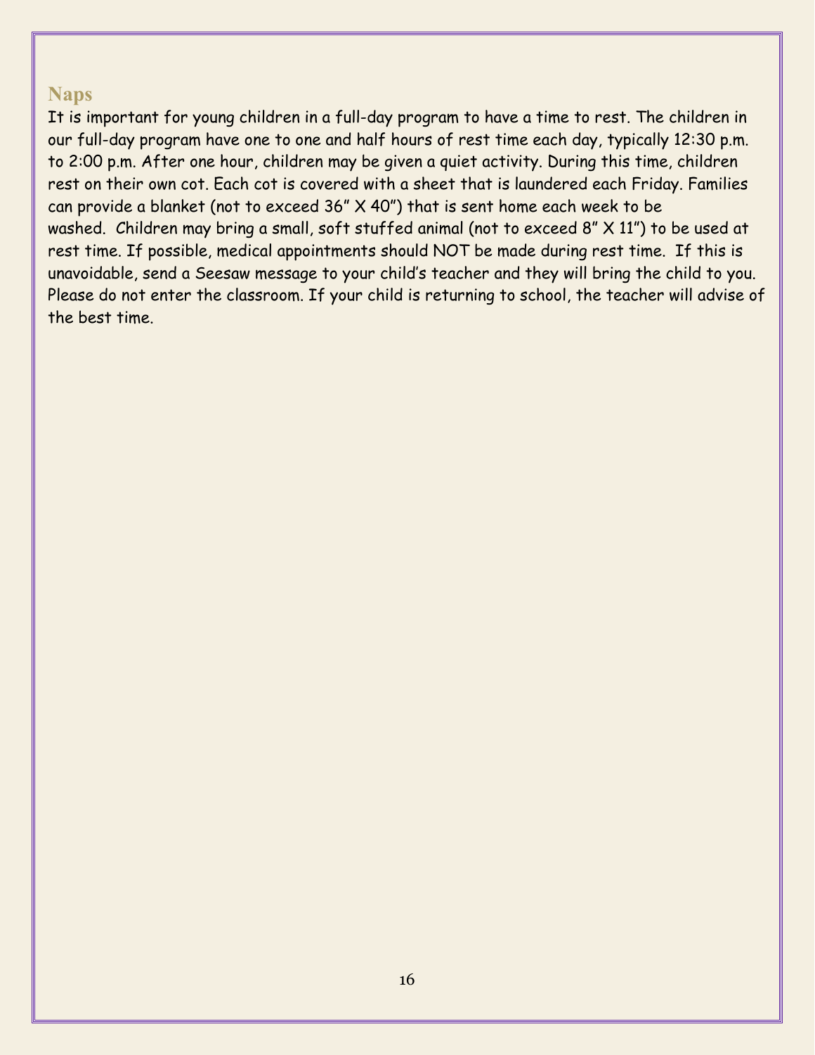## Naps

It is important for young children in a full-day program to have a time to rest. The children in our full-day program have one to one and half hours of rest time each day, typically 12:30 p.m. to 2:00 p.m. After one hour, children may be given a quiet activity. During this time, children rest on their own cot. Each cot is covered with a sheet that is laundered each Friday. Families can provide a blanket (not to exceed 36" X 40") that is sent home each week to be washed. Children may bring a small, soft stuffed animal (not to exceed 8" X 11") to be used at rest time. If possible, medical appointments should NOT be made during rest time. If this is unavoidable, send a Seesaw message to your child's teacher and they will bring the child to you. Please do not enter the classroom. If your child is returning to school, the teacher will advise of the best time.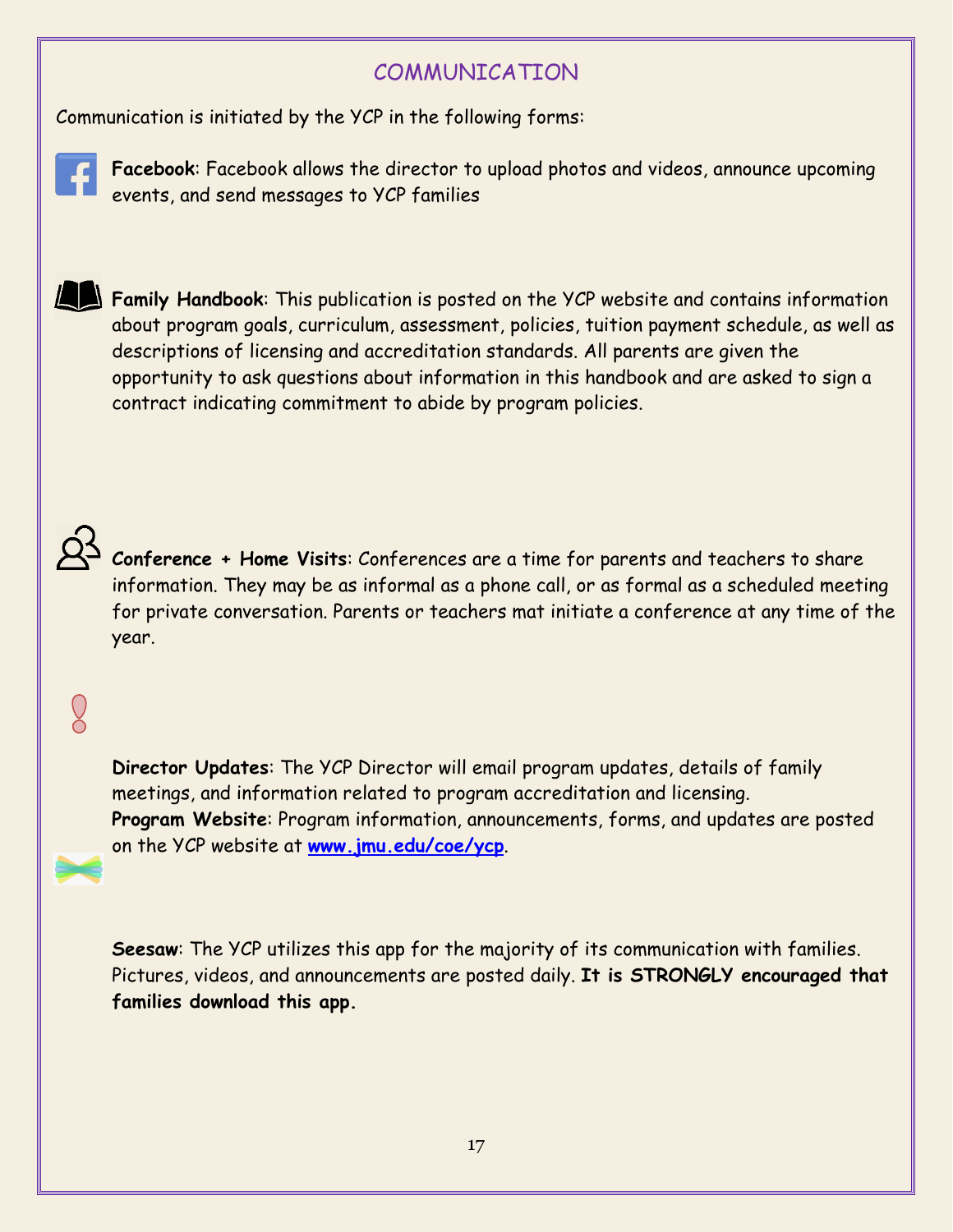# COMMUNICATION

Communication is initiated by the YCP in the following forms:

**Facebook**: Facebook allows the director to upload photos and videos, announce upcoming events, and send messages to YCP families

**Family Handbook**: This publication is posted on the YCP website and contains information about program goals, curriculum, assessment, policies, tuition payment schedule, as well as descriptions of licensing and accreditation standards. All parents are given the opportunity to ask questions about information in this handbook and are asked to sign a contract indicating commitment to abide by program policies.

**Conference + Home Visits**: Conferences are a time for parents and teachers to share information. They may be as informal as a phone call, or as formal as a scheduled meeting for private conversation. Parents or teachers mat initiate a conference at any time of the year.

**Director Updates**: The YCP Director will email program updates, details of family meetings, and information related to program accreditation and licensing.

**Program Website**: Program information, announcements, forms, and updates are posted on the YCP website at [www.jmu.edu/coe/ycp](www.jmu.edu/coe/ycp).

**Seesaw**: The YCP utilizes this app for the majority of its communication with families. Pictures, videos, and announcements are posted daily. **It is STRONGLY encouraged that families download this app.**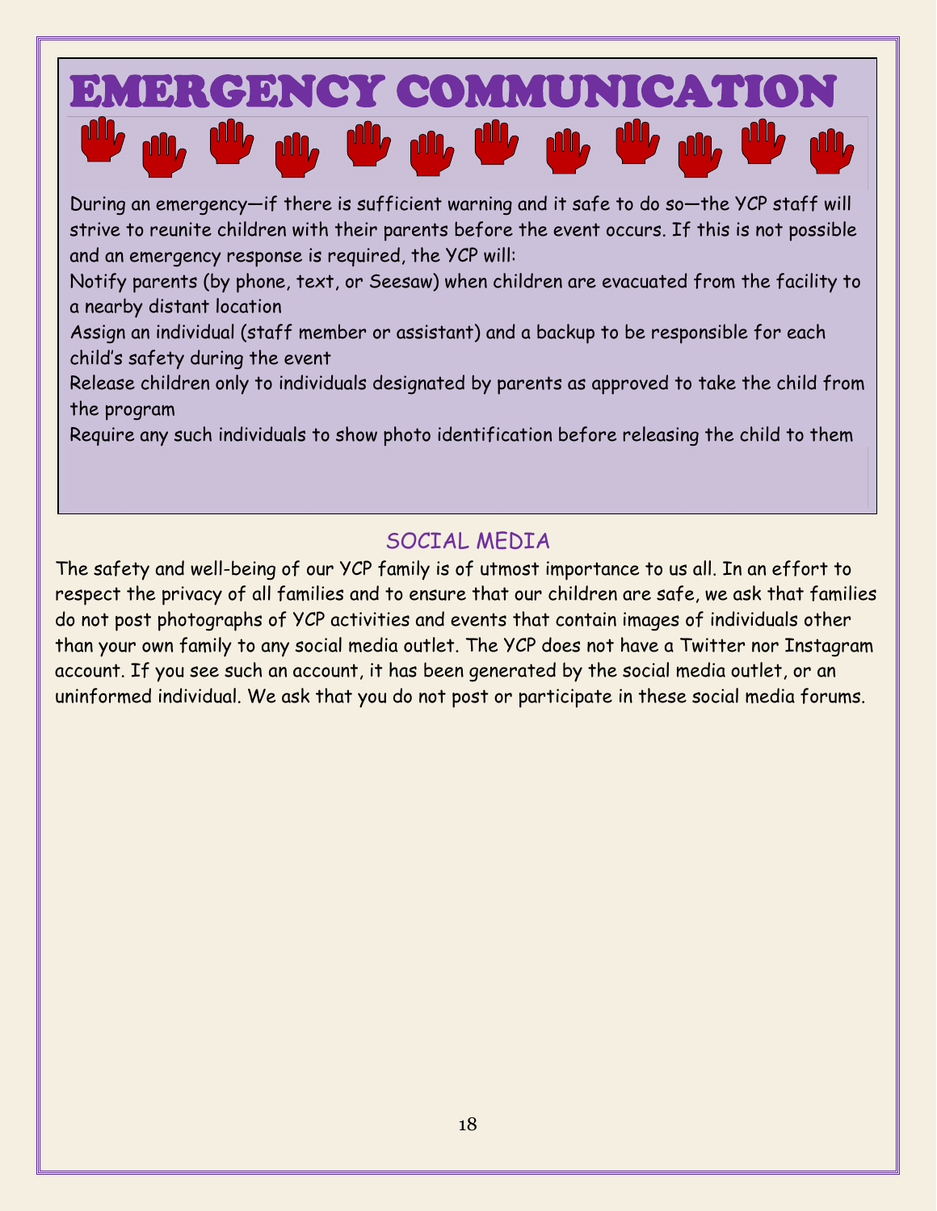# EMERGENCY COMMUNICATION

During an emergency—if there is sufficient warning and it safe to do so—the YCP staff will strive to reunite children with their parents before the event occurs. If this is not possible and an emergency response is required, the YCP will:

Notify parents (by phone, text, or Seesaw) when children are evacuated from the facility to a nearby distant location

Assign an individual (staff member or assistant) and a backup to be responsible for each child's safety during the event

Release children only to individuals designated by parents as approved to take the child from the program

Require any such individuals to show photo identification before releasing the child to them

## SOCIAL MEDIA

The safety and well-being of our YCP family is of utmost importance to us all. In an effort to respect the privacy of all families and to ensure that our children are safe, we ask that families do not post photographs of YCP activities and events that contain images of individuals other than your own family to any social media outlet. The YCP does not have a Twitter nor Instagram account. If you see such an account, it has been generated by the social media outlet, or an uninformed individual. We ask that you do not post or participate in these social media forums.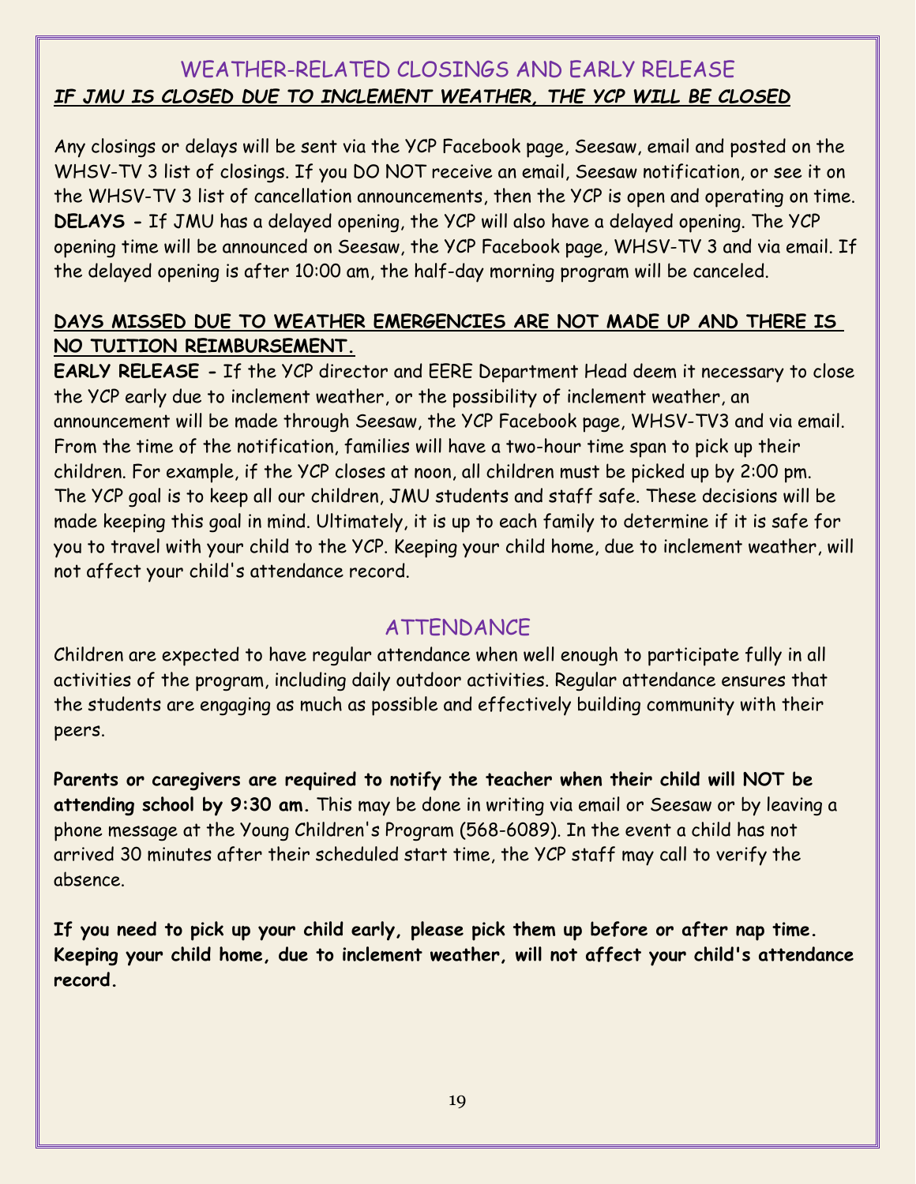## WEATHER-RELATED CLOSINGS AND EARLY RELEASE

***IF JMU IS CLOSED DUE TO INCLEMENT WEATHER, THE YCP WILL BE CLOSED***

Any closings or delays will be sent via the YCP Facebook page, Seesaw, email and posted on the WHSV-TV 3 list of closings. If you DO NOT receive an email, Seesaw notification, or see it on the WHSV-TV 3 list of cancellation announcements, then the YCP is open and operating on time. **DELAYS -** If JMU has a delayed opening, the YCP will also have a delayed opening. The YCP opening time will be announced on Seesaw, the YCP Facebook page, WHSV-TV 3 and via email. If the delayed opening is after 10:00 am, the half-day morning program will be canceled.

**DAYS MISSED DUE TO WEATHER EMERGENCIES ARE NOT MADE UP AND THERE IS NO TUITION REIMBURSEMENT.**

**EARLY RELEASE -** If the YCP director and EERE Department Head deem it necessary to close the YCP early due to inclement weather, or the possibility of inclement weather, an announcement will be made through Seesaw, the YCP Facebook page, WHSV-TV3 and via email. From the time of the notification, families will have a two-hour time span to pick up their children. For example, if the YCP closes at noon, all children must be picked up by 2:00 pm. The YCP goal is to keep all our children, JMU students and staff safe. These decisions will be made keeping this goal in mind. Ultimately, it is up to each family to determine if it is safe for you to travel with your child to the YCP. Keeping your child home, due to inclement weather, will not affect your child's attendance record.

## ATTENDANCE

Children are expected to have regular attendance when well enough to participate fully in all activities of the program, including daily outdoor activities. Regular attendance ensures that the students are engaging as much as possible and effectively building community with their peers.

**Parents or caregivers are required to notify the teacher when their child will NOT be attending school by 9:30 am.** This may be done in writing via email or Seesaw or by leaving a phone message at the Young Children's Program (568-6089). In the event a child has not arrived 30 minutes after their scheduled start time, the YCP staff may call to verify the absence.

**If you need to pick up your child early, please pick them up before or after nap time. Keeping your child home, due to inclement weather, will not affect your child's attendance record.**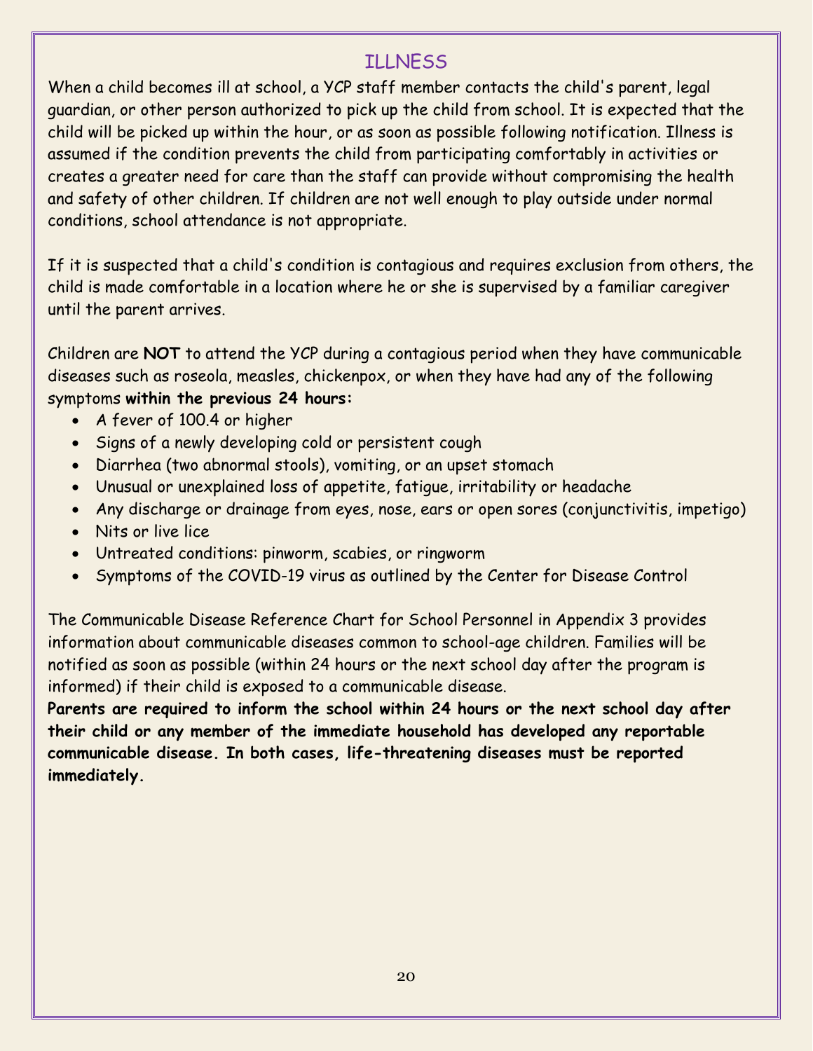# ILLNESS

When a child becomes ill at school, a YCP staff member contacts the child's parent, legal guardian, or other person authorized to pick up the child from school. It is expected that the child will be picked up within the hour, or as soon as possible following notification. Illness is assumed if the condition prevents the child from participating comfortably in activities or creates a greater need for care than the staff can provide without compromising the health and safety of other children. If children are not well enough to play outside under normal conditions, school attendance is not appropriate.

If it is suspected that a child's condition is contagious and requires exclusion from others, the child is made comfortable in a location where he or she is supervised by a familiar caregiver until the parent arrives.

Children are **NOT** to attend the YCP during a contagious period when they have communicable diseases such as roseola, measles, chickenpox, or when they have had any of the following symptoms **within the previous 24 hours:**

- A fever of 100.4 or higher
- Signs of a newly developing cold or persistent cough
- Diarrhea (two abnormal stools), vomiting, or an upset stomach
- Unusual or unexplained loss of appetite, fatigue, irritability or headache
- Any discharge or drainage from eyes, nose, ears or open sores (conjunctivitis, impetigo)
- Nits or live lice
- Untreated conditions: pinworm, scabies, or ringworm
- Symptoms of the COVID-19 virus as outlined by the Center for Disease Control

The Communicable Disease Reference Chart for School Personnel in Appendix 3 provides information about communicable diseases common to school-age children. Families will be notified as soon as possible (within 24 hours or the next school day after the program is informed) if their child is exposed to a communicable disease.

**Parents are required to inform the school within 24 hours or the next school day after their child or any member of the immediate household has developed any reportable communicable disease. In both cases, life-threatening diseases must be reported immediately.**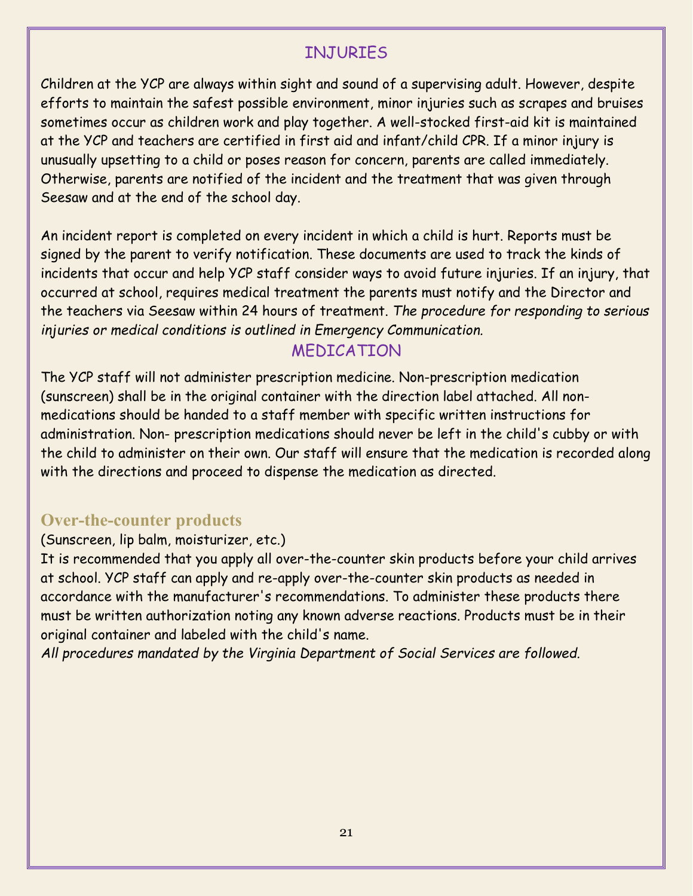## INJURIES

Children at the YCP are always within sight and sound of a supervising adult. However, despite efforts to maintain the safest possible environment, minor injuries such as scrapes and bruises sometimes occur as children work and play together. A well-stocked first-aid kit is maintained at the YCP and teachers are certified in first aid and infant/child CPR. If a minor injury is unusually upsetting to a child or poses reason for concern, parents are called immediately. Otherwise, parents are notified of the incident and the treatment that was given through Seesaw and at the end of the school day.

An incident report is completed on every incident in which a child is hurt. Reports must be signed by the parent to verify notification. These documents are used to track the kinds of incidents that occur and help YCP staff consider ways to avoid future injuries. If an injury, that occurred at school, requires medical treatment the parents must notify and the Director and the teachers via Seesaw within 24 hours of treatment. *The procedure for responding to serious injuries or medical conditions is outlined in Emergency Communication.*

## MEDICATION

The YCP staff will not administer prescription medicine. Non-prescription medication (sunscreen) shall be in the original container with the direction label attached. All non-medications should be handed to a staff member with specific written instructions for administration. Non- prescription medications should never be left in the child's cubby or with the child to administer on their own. Our staff will ensure that the medication is recorded along with the directions and proceed to dispense the medication as directed.

### Over-the-counter products

(Sunscreen, lip balm, moisturizer, etc.)

It is recommended that you apply all over-the-counter skin products before your child arrives at school. YCP staff can apply and re-apply over-the-counter skin products as needed in accordance with the manufacturer's recommendations. To administer these products there must be written authorization noting any known adverse reactions. Products must be in their original container and labeled with the child's name.

*All procedures mandated by the Virginia Department of Social Services are followed.*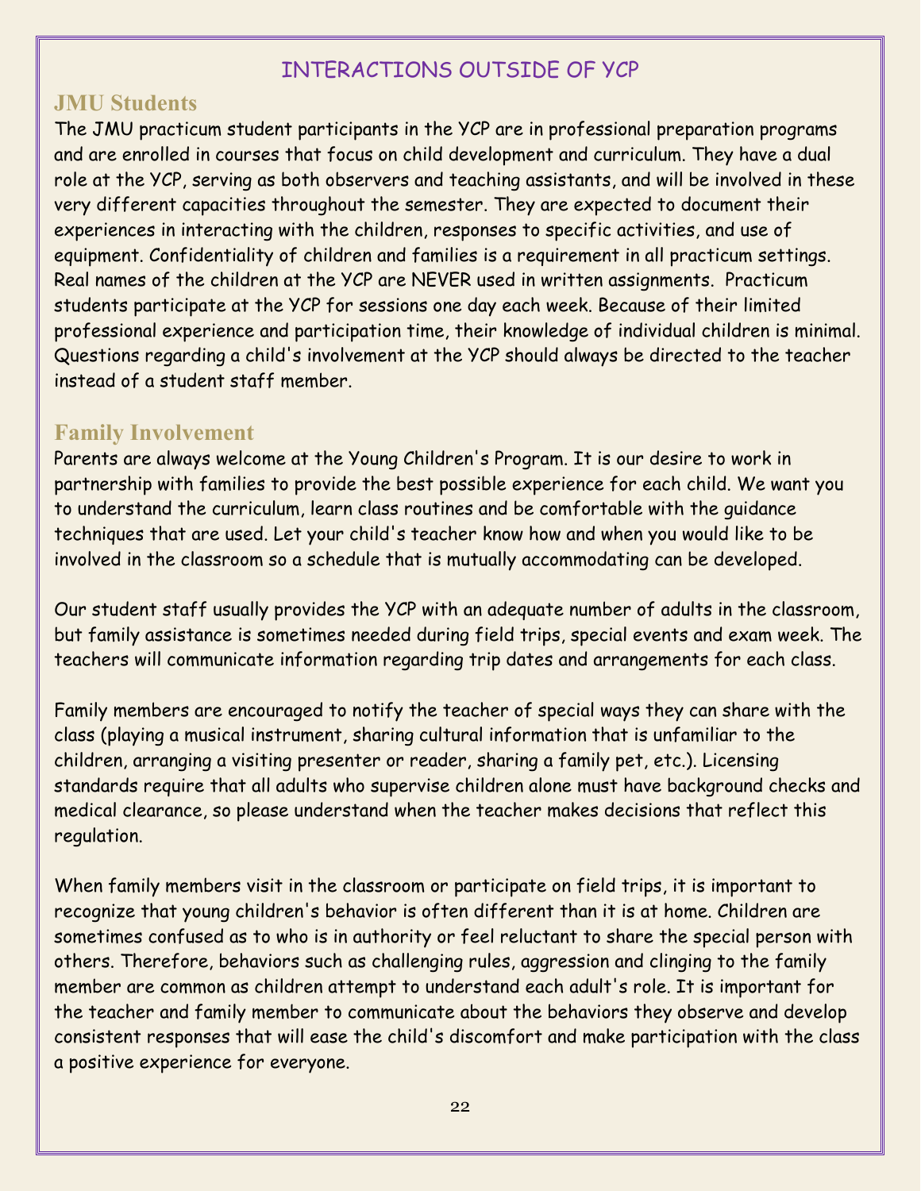# INTERACTIONS OUTSIDE OF YCP

## JMU Students

The JMU practicum student participants in the YCP are in professional preparation programs and are enrolled in courses that focus on child development and curriculum. They have a dual role at the YCP, serving as both observers and teaching assistants, and will be involved in these very different capacities throughout the semester. They are expected to document their experiences in interacting with the children, responses to specific activities, and use of equipment. Confidentiality of children and families is a requirement in all practicum settings. Real names of the children at the YCP are NEVER used in written assignments. Practicum students participate at the YCP for sessions one day each week. Because of their limited professional experience and participation time, their knowledge of individual children is minimal. Questions regarding a child's involvement at the YCP should always be directed to the teacher instead of a student staff member.

## Family Involvement

Parents are always welcome at the Young Children's Program. It is our desire to work in partnership with families to provide the best possible experience for each child. We want you to understand the curriculum, learn class routines and be comfortable with the guidance techniques that are used. Let your child's teacher know how and when you would like to be involved in the classroom so a schedule that is mutually accommodating can be developed.

Our student staff usually provides the YCP with an adequate number of adults in the classroom, but family assistance is sometimes needed during field trips, special events and exam week. The teachers will communicate information regarding trip dates and arrangements for each class.

Family members are encouraged to notify the teacher of special ways they can share with the class (playing a musical instrument, sharing cultural information that is unfamiliar to the children, arranging a visiting presenter or reader, sharing a family pet, etc.). Licensing standards require that all adults who supervise children alone must have background checks and medical clearance, so please understand when the teacher makes decisions that reflect this regulation.

When family members visit in the classroom or participate on field trips, it is important to recognize that young children's behavior is often different than it is at home. Children are sometimes confused as to who is in authority or feel reluctant to share the special person with others. Therefore, behaviors such as challenging rules, aggression and clinging to the family member are common as children attempt to understand each adult's role. It is important for the teacher and family member to communicate about the behaviors they observe and develop consistent responses that will ease the child's discomfort and make participation with the class a positive experience for everyone.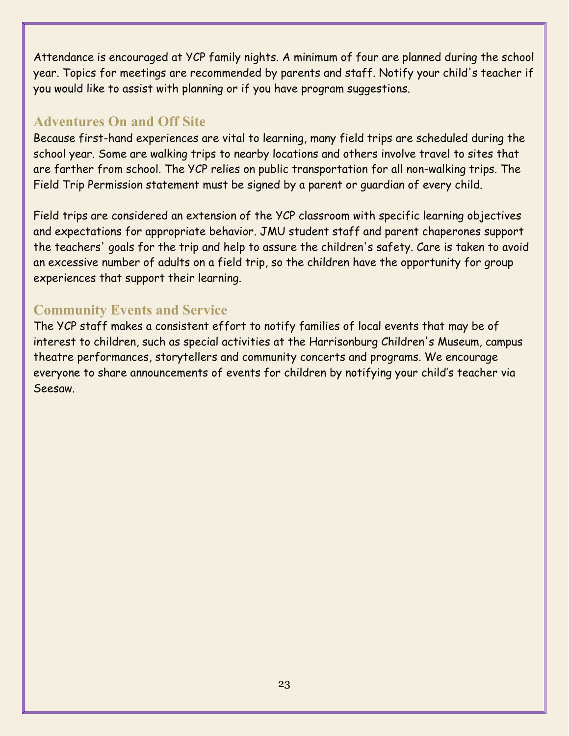Attendance is encouraged at YCP family nights. A minimum of four are planned during the school year. Topics for meetings are recommended by parents and staff. Notify your child's teacher if you would like to assist with planning or if you have program suggestions.

## Adventures On and Off Site

Because first-hand experiences are vital to learning, many field trips are scheduled during the school year. Some are walking trips to nearby locations and others involve travel to sites that are farther from school. The YCP relies on public transportation for all non-walking trips. The Field Trip Permission statement must be signed by a parent or guardian of every child.

Field trips are considered an extension of the YCP classroom with specific learning objectives and expectations for appropriate behavior. JMU student staff and parent chaperones support the teachers' goals for the trip and help to assure the children's safety. Care is taken to avoid an excessive number of adults on a field trip, so the children have the opportunity for group experiences that support their learning.

## Community Events and Service

The YCP staff makes a consistent effort to notify families of local events that may be of interest to children, such as special activities at the Harrisonburg Children's Museum, campus theatre performances, storytellers and community concerts and programs. We encourage everyone to share announcements of events for children by notifying your child's teacher via Seesaw.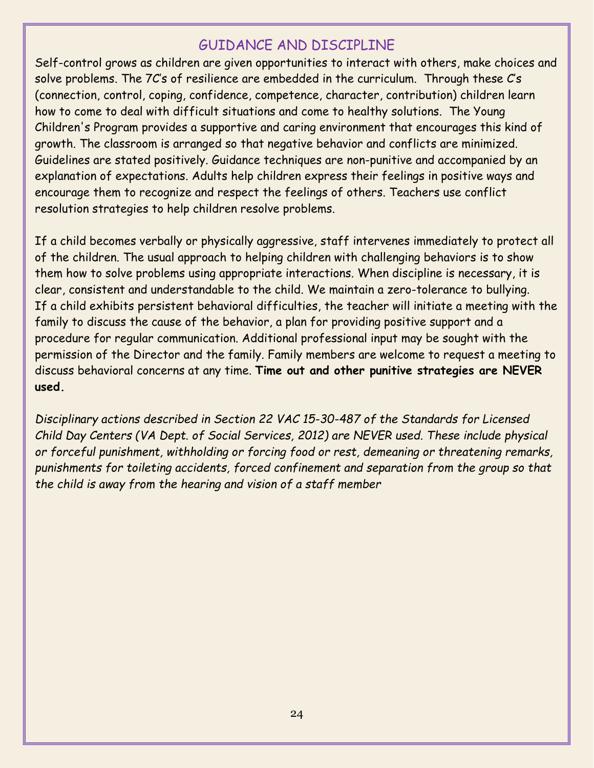# GUIDANCE AND DISCIPLINE

Self-control grows as children are given opportunities to interact with others, make choices and solve problems. The 7C's of resilience are embedded in the curriculum. Through these C's (connection, control, coping, confidence, competence, character, contribution) children learn how to come to deal with difficult situations and come to healthy solutions. The Young Children's Program provides a supportive and caring environment that encourages this kind of growth. The classroom is arranged so that negative behavior and conflicts are minimized. Guidelines are stated positively. Guidance techniques are non-punitive and accompanied by an explanation of expectations. Adults help children express their feelings in positive ways and encourage them to recognize and respect the feelings of others. Teachers use conflict resolution strategies to help children resolve problems.

If a child becomes verbally or physically aggressive, staff intervenes immediately to protect all of the children. The usual approach to helping children with challenging behaviors is to show them how to solve problems using appropriate interactions. When discipline is necessary, it is clear, consistent and understandable to the child. We maintain a zero-tolerance to bullying. If a child exhibits persistent behavioral difficulties, the teacher will initiate a meeting with the family to discuss the cause of the behavior, a plan for providing positive support and a procedure for regular communication. Additional professional input may be sought with the permission of the Director and the family. Family members are welcome to request a meeting to discuss behavioral concerns at any time. **Time out and other punitive strategies are NEVER used.**

*Disciplinary actions described in Section 22 VAC 15-30-487 of the Standards for Licensed Child Day Centers (VA Dept. of Social Services, 2012) are NEVER used. These include physical or forceful punishment, withholding or forcing food or rest, demeaning or threatening remarks, punishments for toileting accidents, forced confinement and separation from the group so that the child is away from the hearing and vision of a staff member*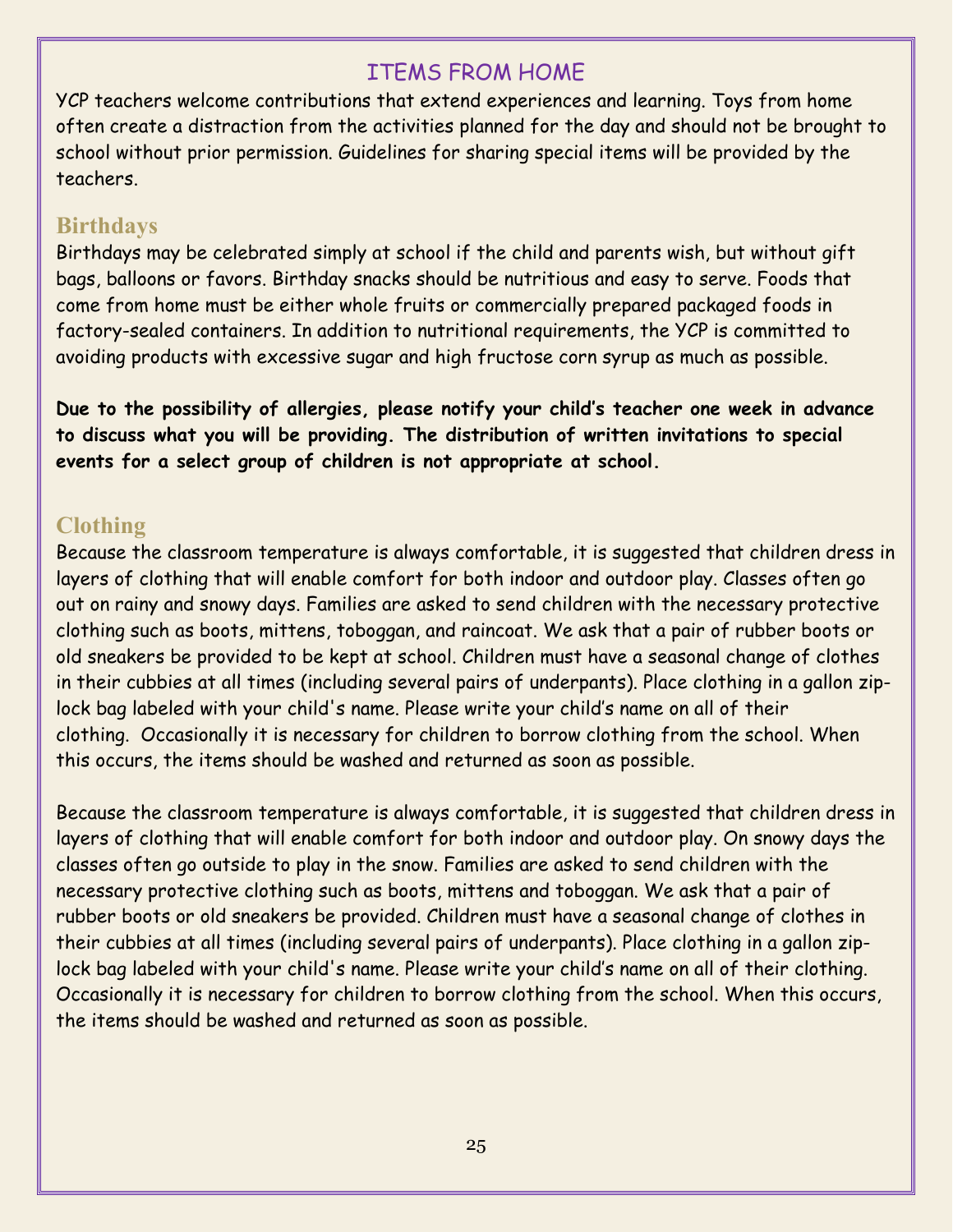## ITEMS FROM HOME

YCP teachers welcome contributions that extend experiences and learning. Toys from home often create a distraction from the activities planned for the day and should not be brought to school without prior permission. Guidelines for sharing special items will be provided by the teachers.

### Birthdays

Birthdays may be celebrated simply at school if the child and parents wish, but without gift bags, balloons or favors. Birthday snacks should be nutritious and easy to serve. Foods that come from home must be either whole fruits or commercially prepared packaged foods in factory-sealed containers. In addition to nutritional requirements, the YCP is committed to avoiding products with excessive sugar and high fructose corn syrup as much as possible.

**Due to the possibility of allergies, please notify your child's teacher one week in advance to discuss what you will be providing. The distribution of written invitations to special events for a select group of children is not appropriate at school.**

### Clothing

Because the classroom temperature is always comfortable, it is suggested that children dress in layers of clothing that will enable comfort for both indoor and outdoor play. Classes often go out on rainy and snowy days. Families are asked to send children with the necessary protective clothing such as boots, mittens, toboggan, and raincoat. We ask that a pair of rubber boots or old sneakers be provided to be kept at school. Children must have a seasonal change of clothes in their cubbies at all times (including several pairs of underpants). Place clothing in a gallon zip-lock bag labeled with your child's name. Please write your child's name on all of their clothing. Occasionally it is necessary for children to borrow clothing from the school. When this occurs, the items should be washed and returned as soon as possible.

Because the classroom temperature is always comfortable, it is suggested that children dress in layers of clothing that will enable comfort for both indoor and outdoor play. On snowy days the classes often go outside to play in the snow. Families are asked to send children with the necessary protective clothing such as boots, mittens and toboggan. We ask that a pair of rubber boots or old sneakers be provided. Children must have a seasonal change of clothes in their cubbies at all times (including several pairs of underpants). Place clothing in a gallon zip-lock bag labeled with your child's name. Please write your child's name on all of their clothing. Occasionally it is necessary for children to borrow clothing from the school. When this occurs, the items should be washed and returned as soon as possible.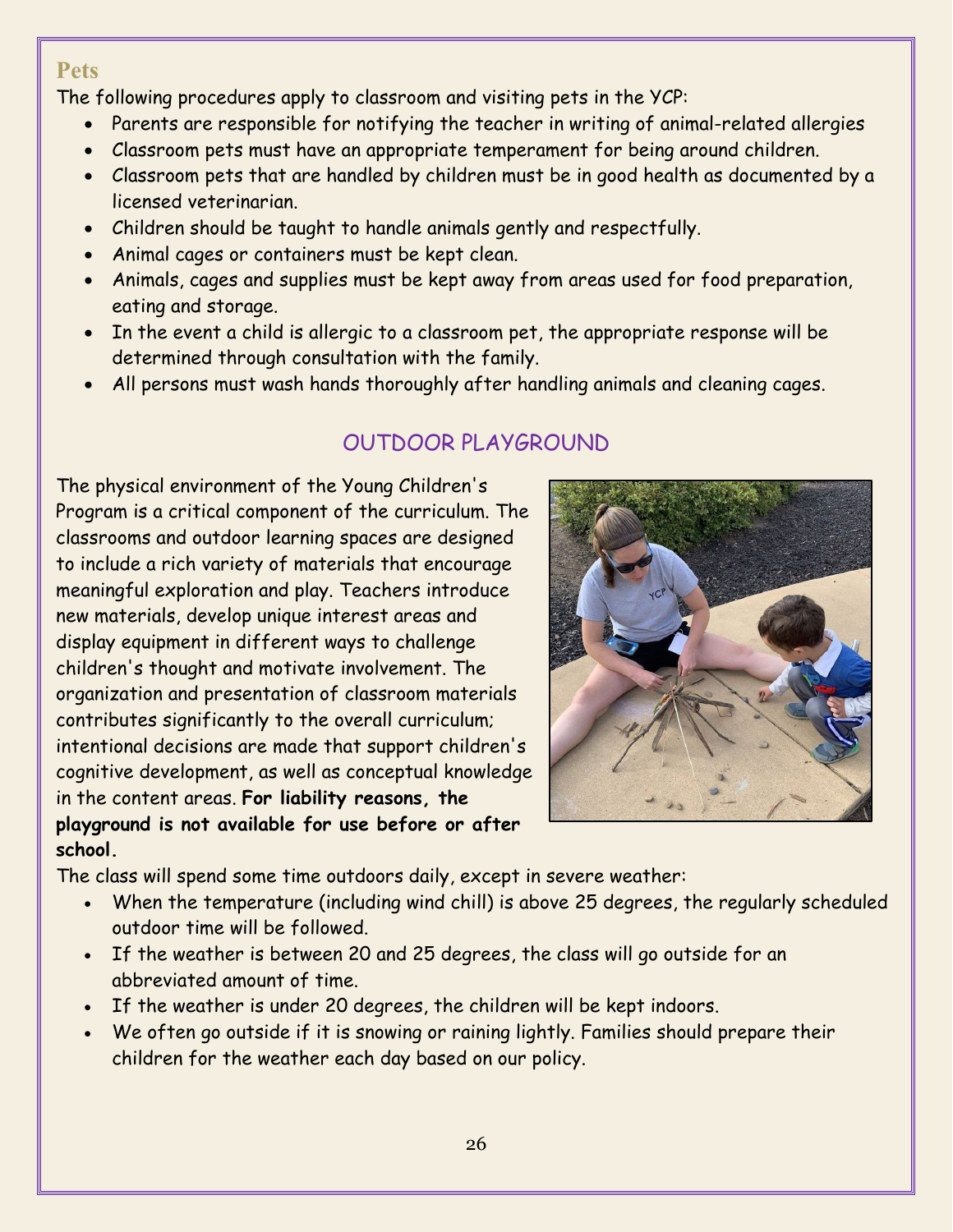## Pets

The following procedures apply to classroom and visiting pets in the YCP:

- Parents are responsible for notifying the teacher in writing of animal-related allergies
- Classroom pets must have an appropriate temperament for being around children.
- Classroom pets that are handled by children must be in good health as documented by a licensed veterinarian.
- Children should be taught to handle animals gently and respectfully.
- Animal cages or containers must be kept clean.
- Animals, cages and supplies must be kept away from areas used for food preparation, eating and storage.
- In the event a child is allergic to a classroom pet, the appropriate response will be determined through consultation with the family.
- All persons must wash hands thoroughly after handling animals and cleaning cages.

## OUTDOOR PLAYGROUND

The physical environment of the Young Children's Program is a critical component of the curriculum. The classrooms and outdoor learning spaces are designed to include a rich variety of materials that encourage meaningful exploration and play. Teachers introduce new materials, develop unique interest areas and display equipment in different ways to challenge children's thought and motivate involvement. The organization and presentation of classroom materials contributes significantly to the overall curriculum; intentional decisions are made that support children's cognitive development, as well as conceptual knowledge in the content areas. **For liability reasons, the playground is not available for use before or after school.**

The class will spend some time outdoors daily, except in severe weather:

- When the temperature (including wind chill) is above 25 degrees, the regularly scheduled outdoor time will be followed.
- If the weather is between 20 and 25 degrees, the class will go outside for an abbreviated amount of time.
- If the weather is under 20 degrees, the children will be kept indoors.
- We often go outside if it is snowing or raining lightly. Families should prepare their children for the weather each day based on our policy.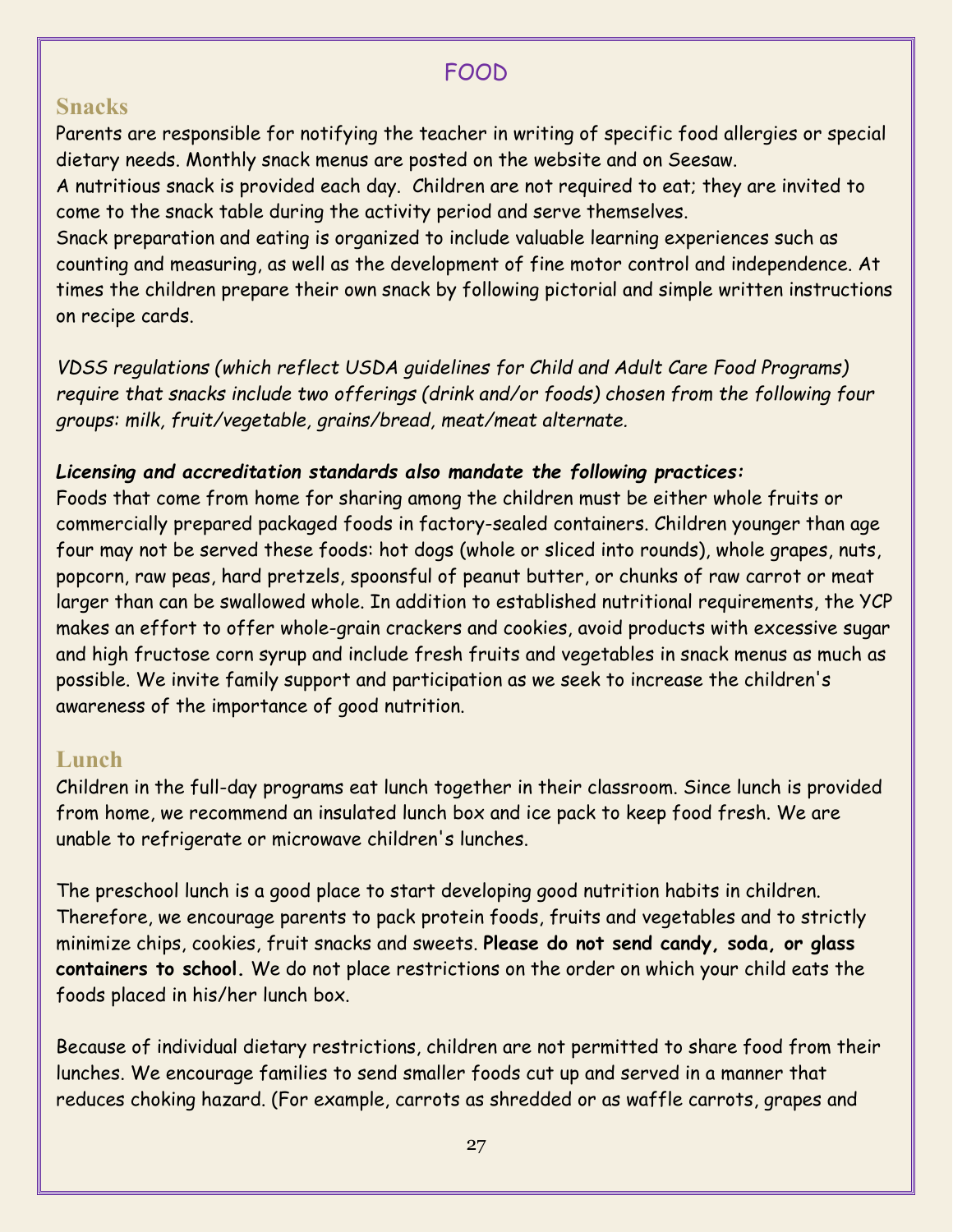# FOOD

## Snacks

Parents are responsible for notifying the teacher in writing of specific food allergies or special dietary needs. Monthly snack menus are posted on the website and on Seesaw.
A nutritious snack is provided each day. Children are not required to eat; they are invited to come to the snack table during the activity period and serve themselves.
Snack preparation and eating is organized to include valuable learning experiences such as counting and measuring, as well as the development of fine motor control and independence. At times the children prepare their own snack by following pictorial and simple written instructions on recipe cards.

*VDSS regulations (which reflect USDA guidelines for Child and Adult Care Food Programs) require that snacks include two offerings (drink and/or foods) chosen from the following four groups: milk, fruit/vegetable, grains/bread, meat/meat alternate.*

***Licensing and accreditation standards also mandate the following practices:***
Foods that come from home for sharing among the children must be either whole fruits or commercially prepared packaged foods in factory-sealed containers. Children younger than age four may not be served these foods: hot dogs (whole or sliced into rounds), whole grapes, nuts, popcorn, raw peas, hard pretzels, spoonsful of peanut butter, or chunks of raw carrot or meat larger than can be swallowed whole. In addition to established nutritional requirements, the YCP makes an effort to offer whole-grain crackers and cookies, avoid products with excessive sugar and high fructose corn syrup and include fresh fruits and vegetables in snack menus as much as possible. We invite family support and participation as we seek to increase the children's awareness of the importance of good nutrition.

## Lunch

Children in the full-day programs eat lunch together in their classroom. Since lunch is provided from home, we recommend an insulated lunch box and ice pack to keep food fresh. We are unable to refrigerate or microwave children's lunches.

The preschool lunch is a good place to start developing good nutrition habits in children. Therefore, we encourage parents to pack protein foods, fruits and vegetables and to strictly minimize chips, cookies, fruit snacks and sweets. **Please do not send candy, soda, or glass containers to school.** We do not place restrictions on the order on which your child eats the foods placed in his/her lunch box.

Because of individual dietary restrictions, children are not permitted to share food from their lunches. We encourage families to send smaller foods cut up and served in a manner that reduces choking hazard. (For example, carrots as shredded or as waffle carrots, grapes and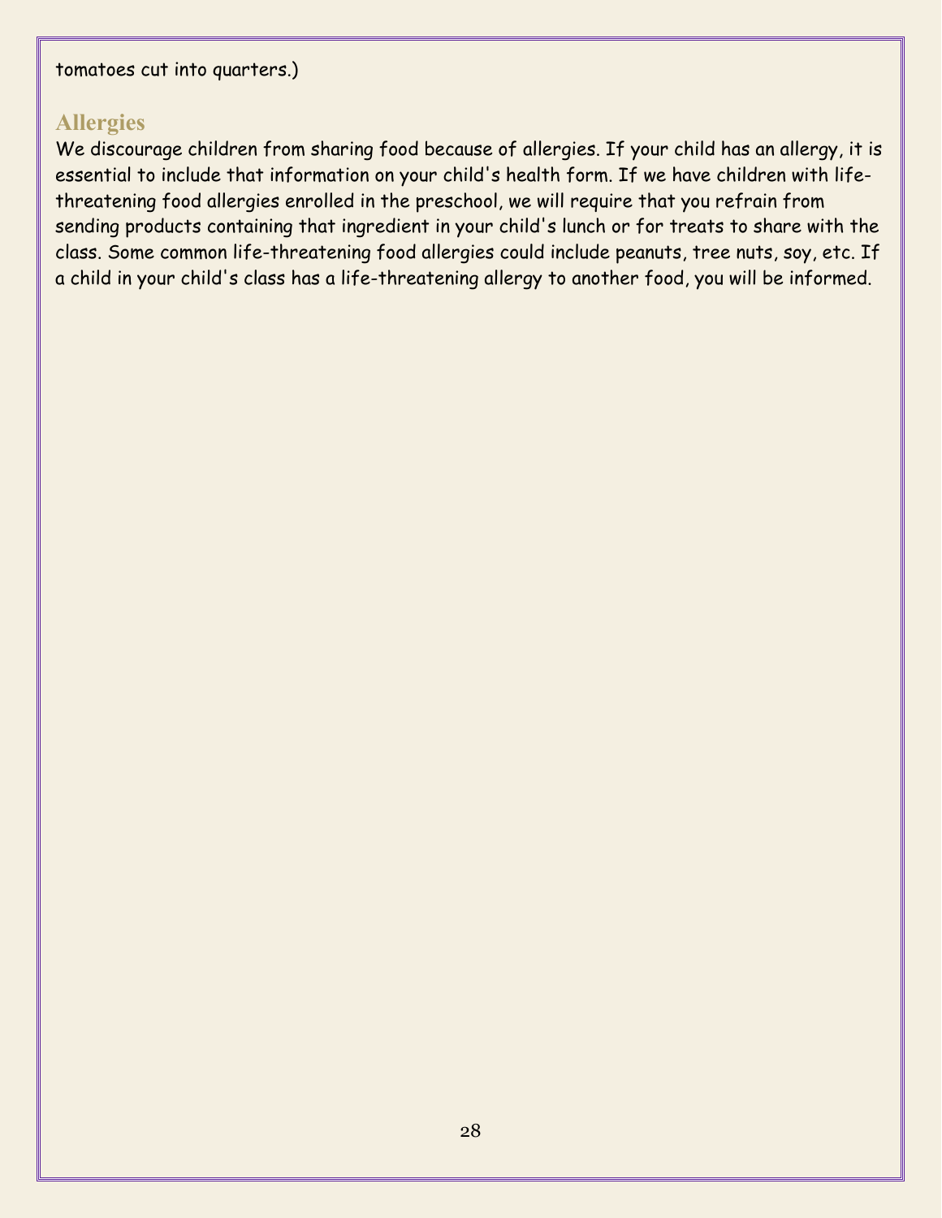tomatoes cut into quarters.)

## Allergies

We discourage children from sharing food because of allergies. If your child has an allergy, it is essential to include that information on your child's health form. If we have children with life-threatening food allergies enrolled in the preschool, we will require that you refrain from sending products containing that ingredient in your child's lunch or for treats to share with the class. Some common life-threatening food allergies could include peanuts, tree nuts, soy, etc. If a child in your child's class has a life-threatening allergy to another food, you will be informed.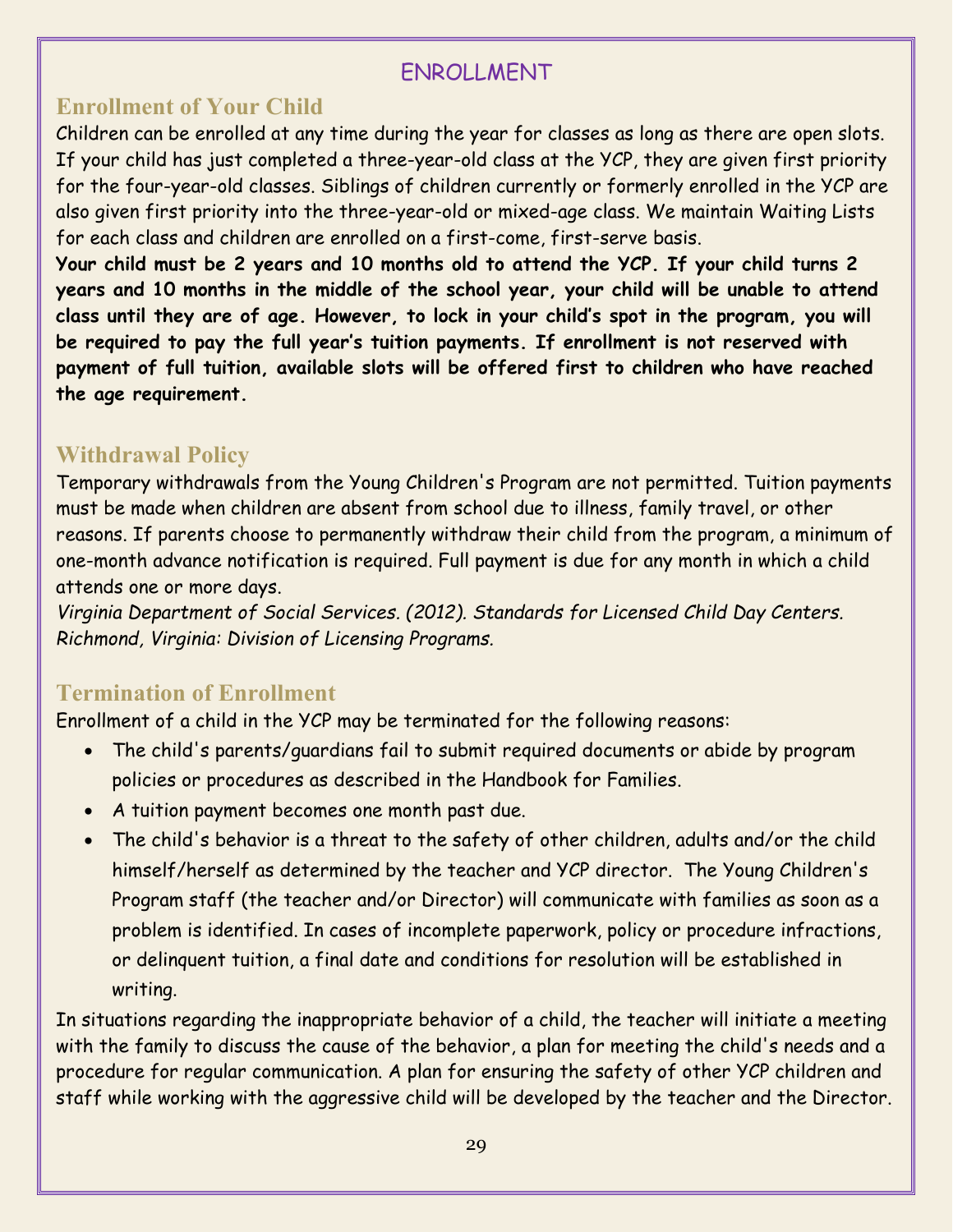# ENROLLMENT

## Enrollment of Your Child

Children can be enrolled at any time during the year for classes as long as there are open slots. If your child has just completed a three-year-old class at the YCP, they are given first priority for the four-year-old classes. Siblings of children currently or formerly enrolled in the YCP are also given first priority into the three-year-old or mixed-age class. We maintain Waiting Lists for each class and children are enrolled on a first-come, first-serve basis.

**Your child must be 2 years and 10 months old to attend the YCP. If your child turns 2 years and 10 months in the middle of the school year, your child will be unable to attend class until they are of age. However, to lock in your child's spot in the program, you will be required to pay the full year's tuition payments. If enrollment is not reserved with payment of full tuition, available slots will be offered first to children who have reached the age requirement.**

## Withdrawal Policy

Temporary withdrawals from the Young Children's Program are not permitted. Tuition payments must be made when children are absent from school due to illness, family travel, or other reasons. If parents choose to permanently withdraw their child from the program, a minimum of one-month advance notification is required. Full payment is due for any month in which a child attends one or more days.

*Virginia Department of Social Services. (2012). Standards for Licensed Child Day Centers. Richmond, Virginia: Division of Licensing Programs.*

## Termination of Enrollment

Enrollment of a child in the YCP may be terminated for the following reasons:

- The child's parents/guardians fail to submit required documents or abide by program policies or procedures as described in the Handbook for Families.
- A tuition payment becomes one month past due.
- The child's behavior is a threat to the safety of other children, adults and/or the child himself/herself as determined by the teacher and YCP director. The Young Children's Program staff (the teacher and/or Director) will communicate with families as soon as a problem is identified. In cases of incomplete paperwork, policy or procedure infractions, or delinquent tuition, a final date and conditions for resolution will be established in writing.

In situations regarding the inappropriate behavior of a child, the teacher will initiate a meeting with the family to discuss the cause of the behavior, a plan for meeting the child's needs and a procedure for regular communication. A plan for ensuring the safety of other YCP children and staff while working with the aggressive child will be developed by the teacher and the Director.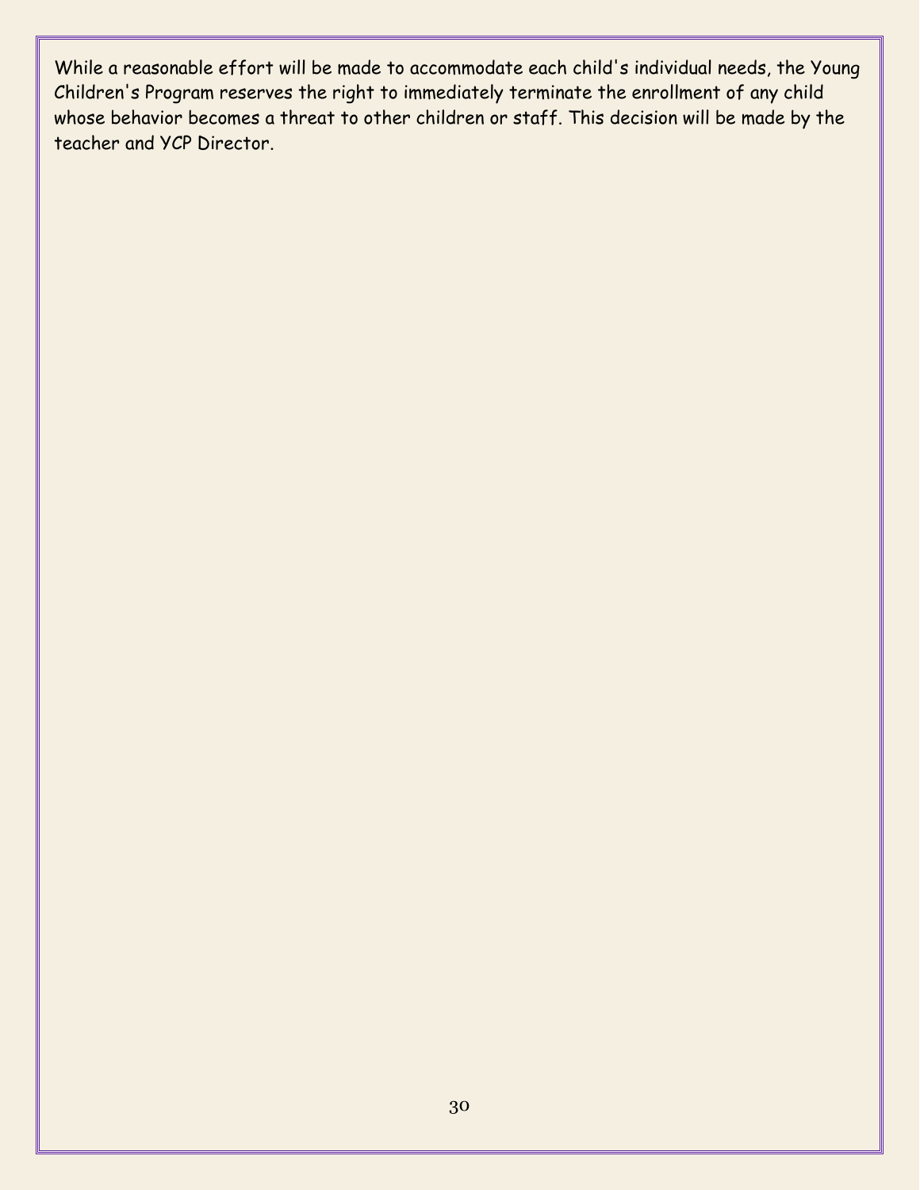While a reasonable effort will be made to accommodate each child's individual needs, the Young Children's Program reserves the right to immediately terminate the enrollment of any child whose behavior becomes a threat to other children or staff. This decision will be made by the teacher and YCP Director.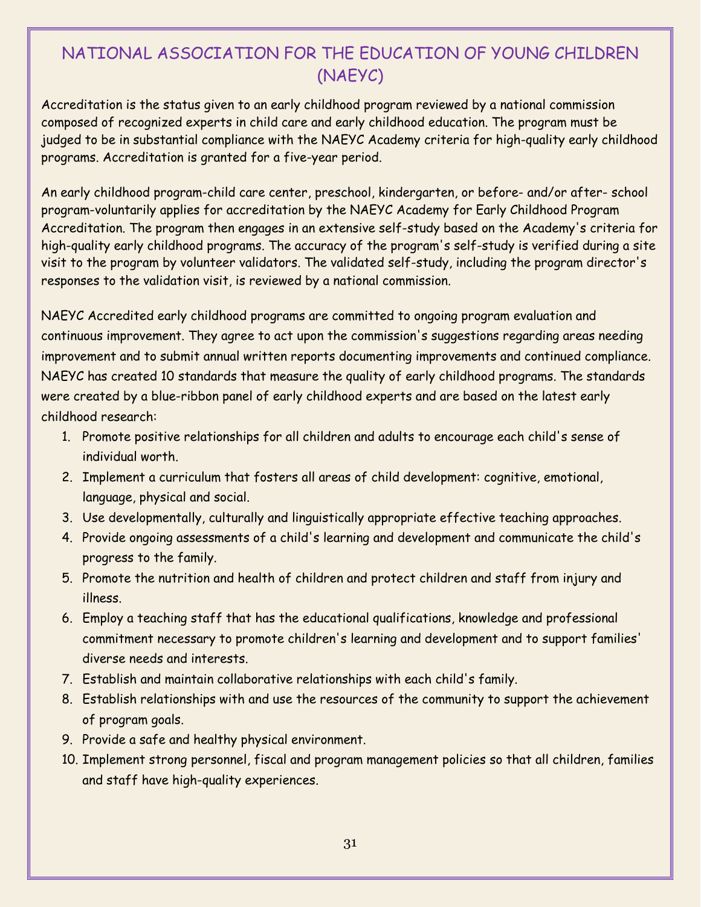# NATIONAL ASSOCIATION FOR THE EDUCATION OF YOUNG CHILDREN (NAEYC)

Accreditation is the status given to an early childhood program reviewed by a national commission composed of recognized experts in child care and early childhood education. The program must be judged to be in substantial compliance with the NAEYC Academy criteria for high-quality early childhood programs. Accreditation is granted for a five-year period.

An early childhood program-child care center, preschool, kindergarten, or before- and/or after- school program-voluntarily applies for accreditation by the NAEYC Academy for Early Childhood Program Accreditation. The program then engages in an extensive self-study based on the Academy's criteria for high-quality early childhood programs. The accuracy of the program's self-study is verified during a site visit to the program by volunteer validators. The validated self-study, including the program director's responses to the validation visit, is reviewed by a national commission.

NAEYC Accredited early childhood programs are committed to ongoing program evaluation and continuous improvement. They agree to act upon the commission's suggestions regarding areas needing improvement and to submit annual written reports documenting improvements and continued compliance. NAEYC has created 10 standards that measure the quality of early childhood programs. The standards were created by a blue-ribbon panel of early childhood experts and are based on the latest early childhood research:

1. Promote positive relationships for all children and adults to encourage each child's sense of individual worth.
2. Implement a curriculum that fosters all areas of child development: cognitive, emotional, language, physical and social.
3. Use developmentally, culturally and linguistically appropriate effective teaching approaches.
4. Provide ongoing assessments of a child's learning and development and communicate the child's progress to the family.
5. Promote the nutrition and health of children and protect children and staff from injury and illness.
6. Employ a teaching staff that has the educational qualifications, knowledge and professional commitment necessary to promote children's learning and development and to support families' diverse needs and interests.
7. Establish and maintain collaborative relationships with each child's family.
8. Establish relationships with and use the resources of the community to support the achievement of program goals.
9. Provide a safe and healthy physical environment.
10. Implement strong personnel, fiscal and program management policies so that all children, families and staff have high-quality experiences.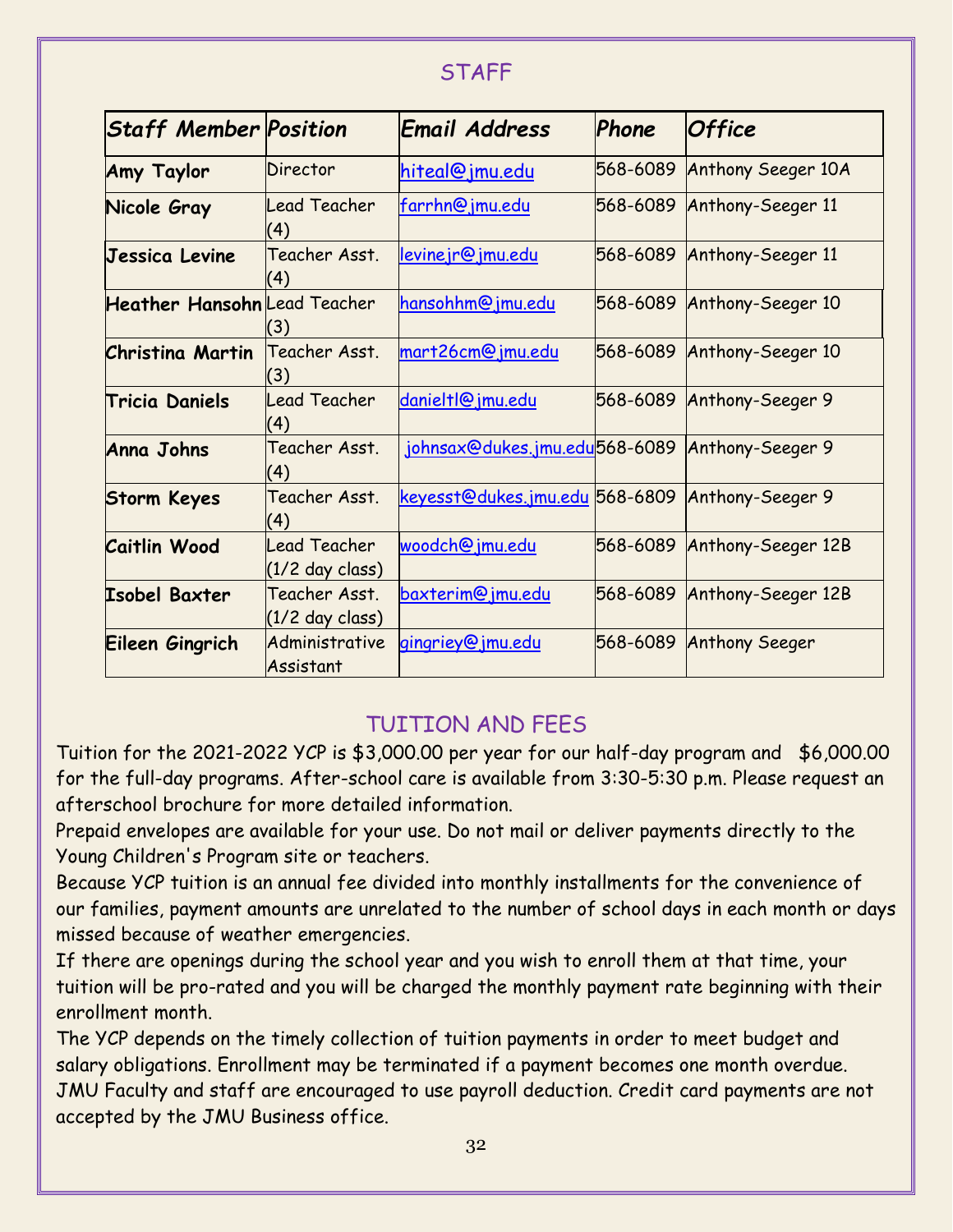## STAFF

| *Staff Member* | *Position* | *Email Address* | *Phone* | *Office* |
|---|---|---|---|---|
| **Amy Taylor** | Director | hiteal@jmu.edu | 568-6089 | Anthony Seeger 10A |
| **Nicole Gray** | Lead Teacher (4) | farrhn@jmu.edu | 568-6089 | Anthony-Seeger 11 |
| **Jessica Levine** | Teacher Asst. (4) | levinejr@jmu.edu | 568-6089 | Anthony-Seeger 11 |
| **Heather Hansohn** | Lead Teacher (3) | hansohhm@jmu.edu | 568-6089 | Anthony-Seeger 10 |
| **Christina Martin** | Teacher Asst. (3) | mart26cm@jmu.edu | 568-6089 | Anthony-Seeger 10 |
| **Tricia Daniels** | Lead Teacher (4) | danieltl@jmu.edu | 568-6089 | Anthony-Seeger 9 |
| **Anna Johns** | Teacher Asst. (4) | johnsax@dukes.jmu.edu | 568-6089 | Anthony-Seeger 9 |
| **Storm Keyes** | Teacher Asst. (4) | keyesst@dukes.jmu.edu | 568-6809 | Anthony-Seeger 9 |
| **Caitlin Wood** | Lead Teacher (1/2 day class) | woodch@jmu.edu | 568-6089 | Anthony-Seeger 12B |
| **Isobel Baxter** | Teacher Asst. (1/2 day class) | baxterim@jmu.edu | 568-6089 | Anthony-Seeger 12B |
| **Eileen Gingrich** | Administrative Assistant | gingriey@jmu.edu | 568-6089 | Anthony Seeger |

## TUITION AND FEES

Tuition for the 2021-2022 YCP is $3,000.00 per year for our half-day program and $6,000.00 for the full-day programs. After-school care is available from 3:30-5:30 p.m. Please request an afterschool brochure for more detailed information.

Prepaid envelopes are available for your use. Do not mail or deliver payments directly to the Young Children's Program site or teachers.

Because YCP tuition is an annual fee divided into monthly installments for the convenience of our families, payment amounts are unrelated to the number of school days in each month or days missed because of weather emergencies.

If there are openings during the school year and you wish to enroll them at that time, your tuition will be pro-rated and you will be charged the monthly payment rate beginning with their enrollment month.

The YCP depends on the timely collection of tuition payments in order to meet budget and salary obligations. Enrollment may be terminated if a payment becomes one month overdue. JMU Faculty and staff are encouraged to use payroll deduction. Credit card payments are not accepted by the JMU Business office.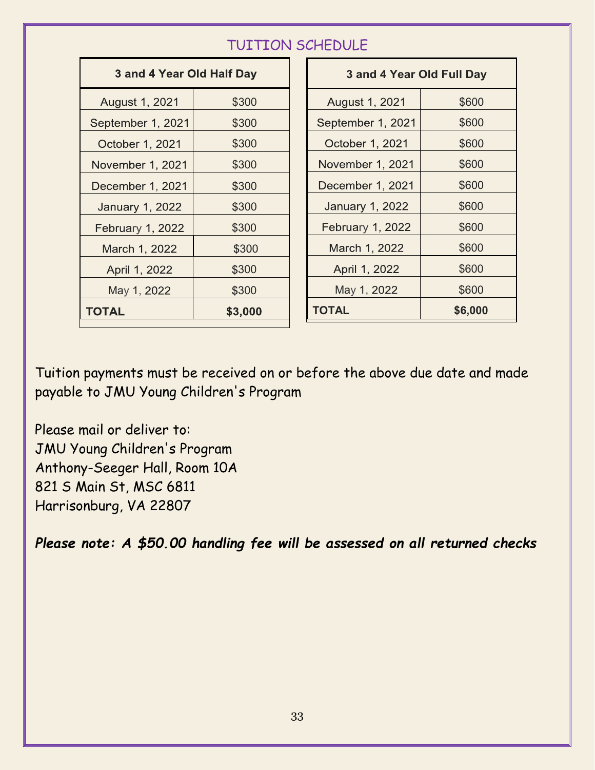## TUITION SCHEDULE

| 3 and 4 Year Old Half Day | |
|---|---|
| August 1, 2021 | $300 |
| September 1, 2021 | $300 |
| October 1, 2021 | $300 |
| November 1, 2021 | $300 |
| December 1, 2021 | $300 |
| January 1, 2022 | $300 |
| February 1, 2022 | $300 |
| March 1, 2022 | $300 |
| April 1, 2022 | $300 |
| May 1, 2022 | $300 |
| **TOTAL** | **$3,000** |

| 3 and 4 Year Old Full Day | |
|---|---|
| August 1, 2021 | $600 |
| September 1, 2021 | $600 |
| October 1, 2021 | $600 |
| November 1, 2021 | $600 |
| December 1, 2021 | $600 |
| January 1, 2022 | $600 |
| February 1, 2022 | $600 |
| March 1, 2022 | $600 |
| April 1, 2022 | $600 |
| May 1, 2022 | $600 |
| **TOTAL** | **$6,000** |

Tuition payments must be received on or before the above due date and made payable to JMU Young Children's Program

Please mail or deliver to:
JMU Young Children's Program
Anthony-Seeger Hall, Room 10A
821 S Main St, MSC 6811
Harrisonburg, VA 22807

***Please note: A $50.00 handling fee will be assessed on all returned checks***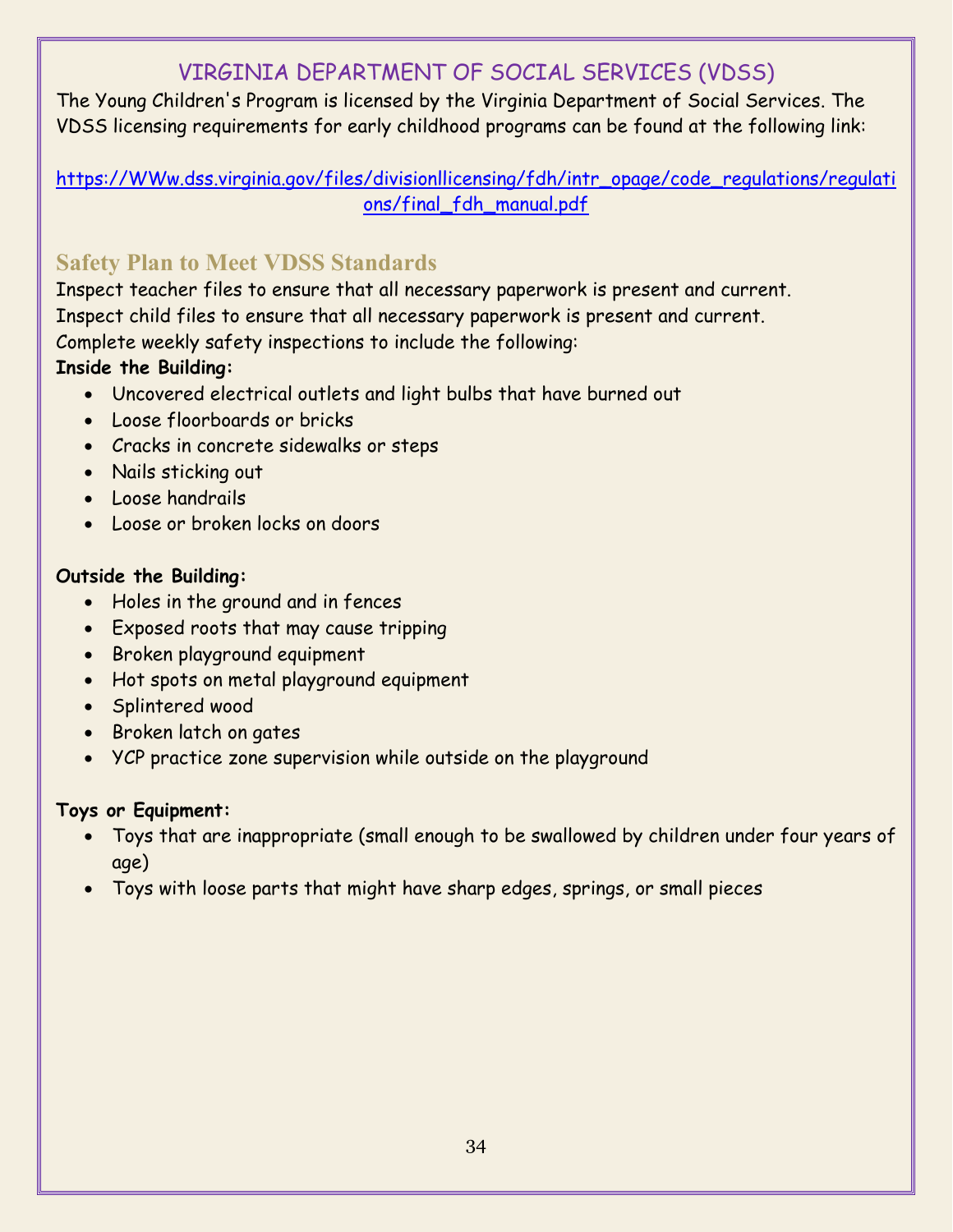# VIRGINIA DEPARTMENT OF SOCIAL SERVICES (VDSS)

The Young Children's Program is licensed by the Virginia Department of Social Services. The VDSS licensing requirements for early childhood programs can be found at the following link:

[https://WWw.dss.virginia.gov/files/divisionllicensing/fdh/intr_opage/code_regulations/regulations/final_fdh_manual.pdf](https://WWw.dss.virginia.gov/files/divisionllicensing/fdh/intr_opage/code_regulations/regulations/final_fdh_manual.pdf)

## Safety Plan to Meet VDSS Standards

Inspect teacher files to ensure that all necessary paperwork is present and current.
Inspect child files to ensure that all necessary paperwork is present and current.
Complete weekly safety inspections to include the following:

**Inside the Building:**

- Uncovered electrical outlets and light bulbs that have burned out
- Loose floorboards or bricks
- Cracks in concrete sidewalks or steps
- Nails sticking out
- Loose handrails
- Loose or broken locks on doors

**Outside the Building:**

- Holes in the ground and in fences
- Exposed roots that may cause tripping
- Broken playground equipment
- Hot spots on metal playground equipment
- Splintered wood
- Broken latch on gates
- YCP practice zone supervision while outside on the playground

**Toys or Equipment:**

- Toys that are inappropriate (small enough to be swallowed by children under four years of age)
- Toys with loose parts that might have sharp edges, springs, or small pieces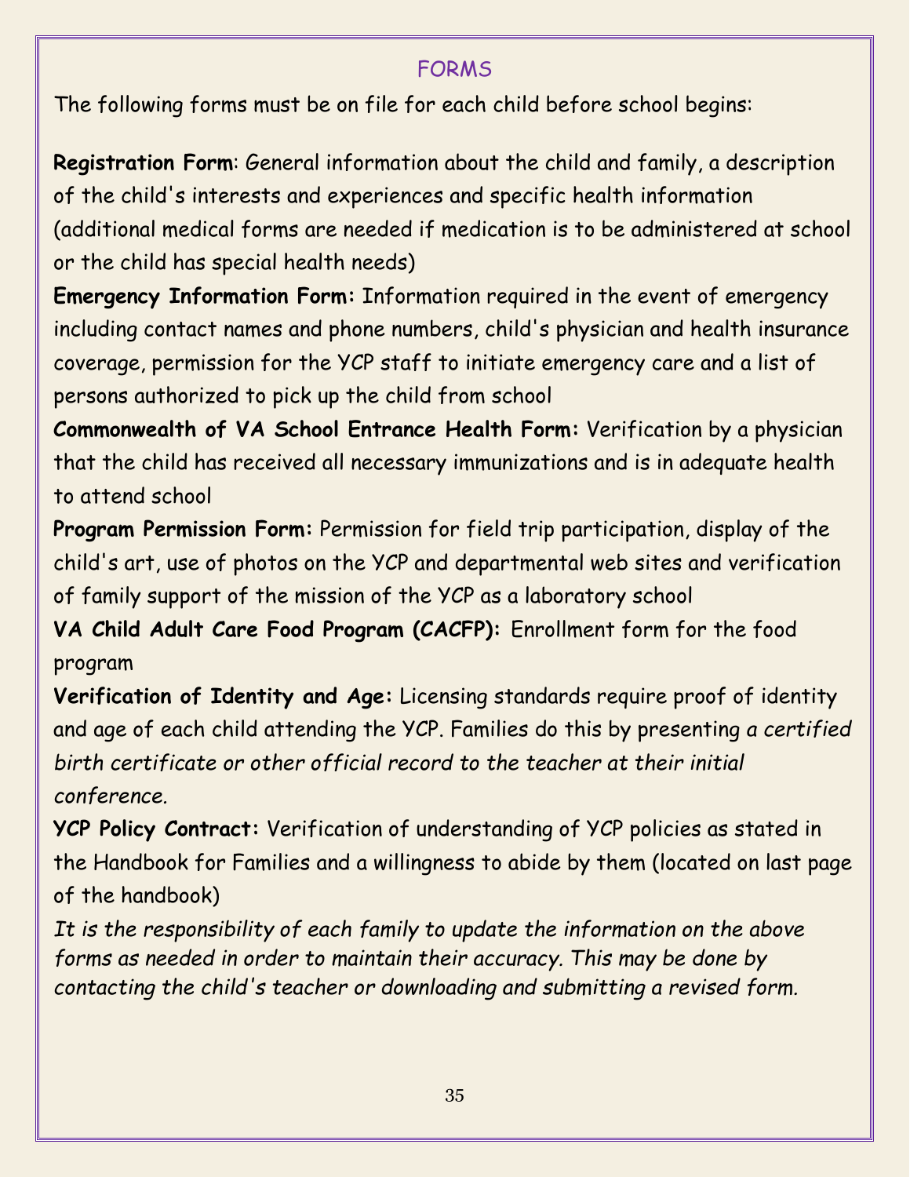## FORMS

The following forms must be on file for each child before school begins:

**Registration Form**: General information about the child and family, a description of the child's interests and experiences and specific health information (additional medical forms are needed if medication is to be administered at school or the child has special health needs)

**Emergency Information Form:** Information required in the event of emergency including contact names and phone numbers, child's physician and health insurance coverage, permission for the YCP staff to initiate emergency care and a list of persons authorized to pick up the child from school

**Commonwealth of VA School Entrance Health Form:** Verification by a physician that the child has received all necessary immunizations and is in adequate health to attend school

**Program Permission Form:** Permission for field trip participation, display of the child's art, use of photos on the YCP and departmental web sites and verification of family support of the mission of the YCP as a laboratory school

**VA Child Adult Care Food Program (CACFP):** Enrollment form for the food program

**Verification of Identity and Age:** Licensing standards require proof of identity and age of each child attending the YCP. Families do this by presenting *a certified birth certificate or other official record to the teacher at their initial conference.*

**YCP Policy Contract:** Verification of understanding of YCP policies as stated in the Handbook for Families and a willingness to abide by them (located on last page of the handbook)

*It is the responsibility of each family to update the information on the above forms as needed in order to maintain their accuracy. This may be done by contacting the child's teacher or downloading and submitting a revised form.*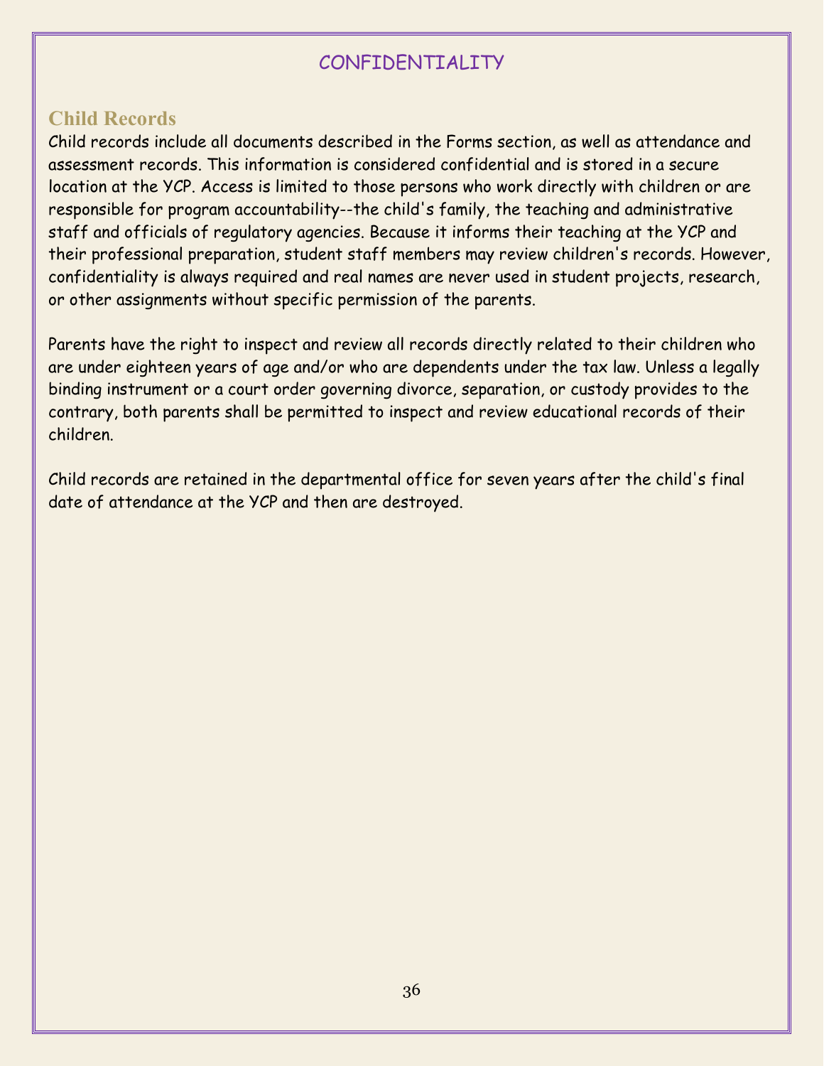# CONFIDENTIALITY

## Child Records

Child records include all documents described in the Forms section, as well as attendance and assessment records. This information is considered confidential and is stored in a secure location at the YCP. Access is limited to those persons who work directly with children or are responsible for program accountability--the child's family, the teaching and administrative staff and officials of regulatory agencies. Because it informs their teaching at the YCP and their professional preparation, student staff members may review children's records. However, confidentiality is always required and real names are never used in student projects, research, or other assignments without specific permission of the parents.

Parents have the right to inspect and review all records directly related to their children who are under eighteen years of age and/or who are dependents under the tax law. Unless a legally binding instrument or a court order governing divorce, separation, or custody provides to the contrary, both parents shall be permitted to inspect and review educational records of their children.

Child records are retained in the departmental office for seven years after the child's final date of attendance at the YCP and then are destroyed.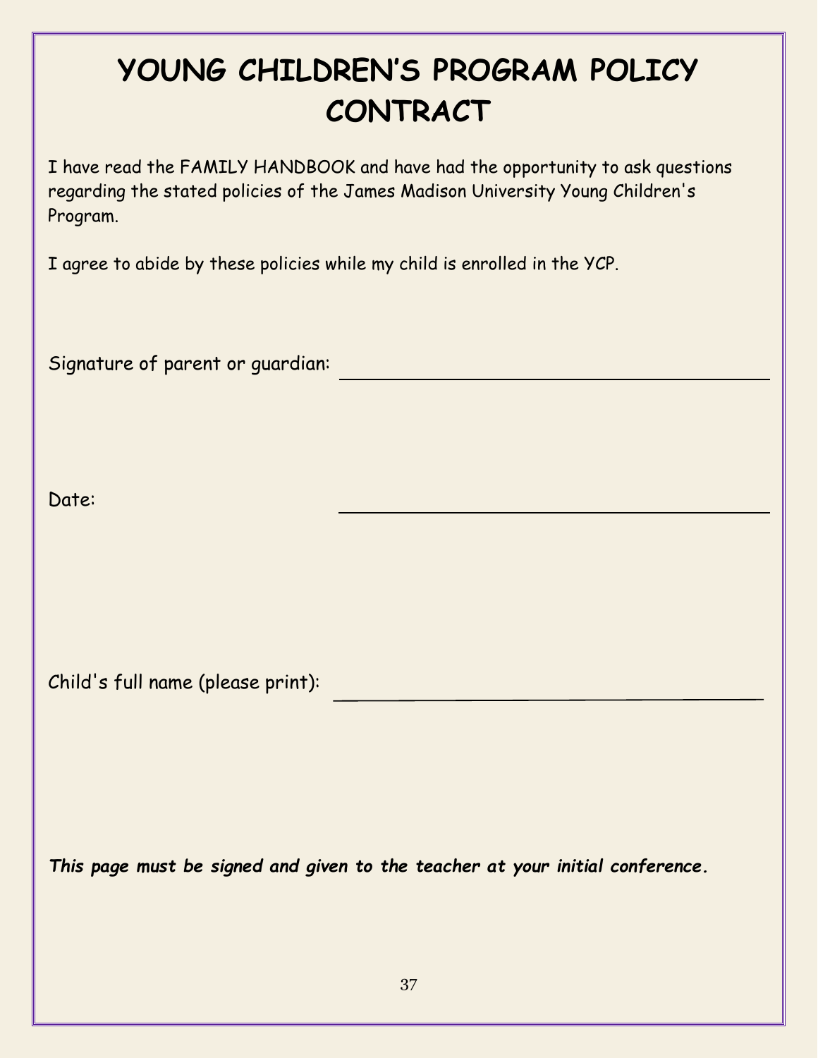# YOUNG CHILDREN'S PROGRAM POLICY CONTRACT

I have read the FAMILY HANDBOOK and have had the opportunity to ask questions regarding the stated policies of the James Madison University Young Children's Program.

I agree to abide by these policies while my child is enrolled in the YCP.

Signature of parent or guardian: ______________________________

Date: ______________________________

Child's full name (please print): ______________________________

***This page must be signed and given to the teacher at your initial conference.***